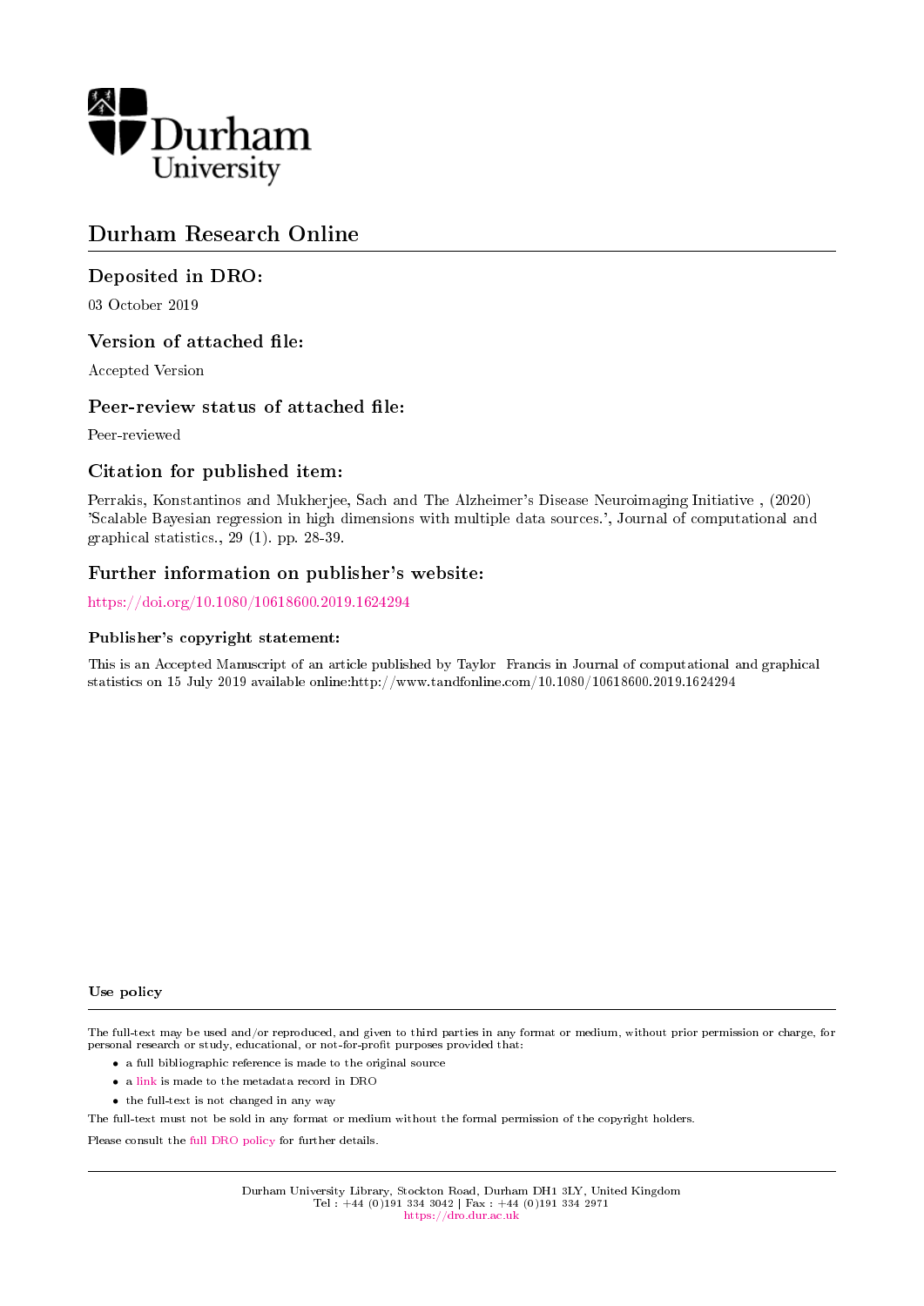Durham University

# Durham Research Online

## Deposited in DRO:

03 October 2019

## Version of attached file:

Accepted Version

## Peer-review status of attached file:

Peer-reviewed

## Citation for published item:

Perrakis, Konstantinos and Mukherjee, Sach and The Alzheimer's Disease Neuroimaging Initiative , (2020) 'Scalable Bayesian regression in high dimensions with multiple data sources.', Journal of computational and graphical statistics., 29 (1). pp. 28-39.

## Further information on publisher's website:

https://doi.org/10.1080/10618600.2019.1624294

### Publisher's copyright statement:

This is an Accepted Manuscript of an article published by Taylor Francis in Journal of computational and graphical statistics on 15 July 2019 available online:http://www.tandfonline.com/10.1080/10618600.2019.1624294

### Use policy

The full-text may be used and/or reproduced, and given to third parties in any format or medium, without prior permission or charge, for personal research or study, educational, or not-for-profit purposes provided that:

- a full bibliographic reference is made to the original source
- a link is made to the metadata record in DRO
- the full-text is not changed in any way

The full-text must not be sold in any format or medium without the formal permission of the copyright holders.

Please consult the full DRO policy for further details.

Durham University Library, Stockton Road, Durham DH1 3LY, United Kingdom
Tel : +44 (0)191 334 3042 | Fax : +44 (0)191 334 2971
https://dro.dur.ac.uk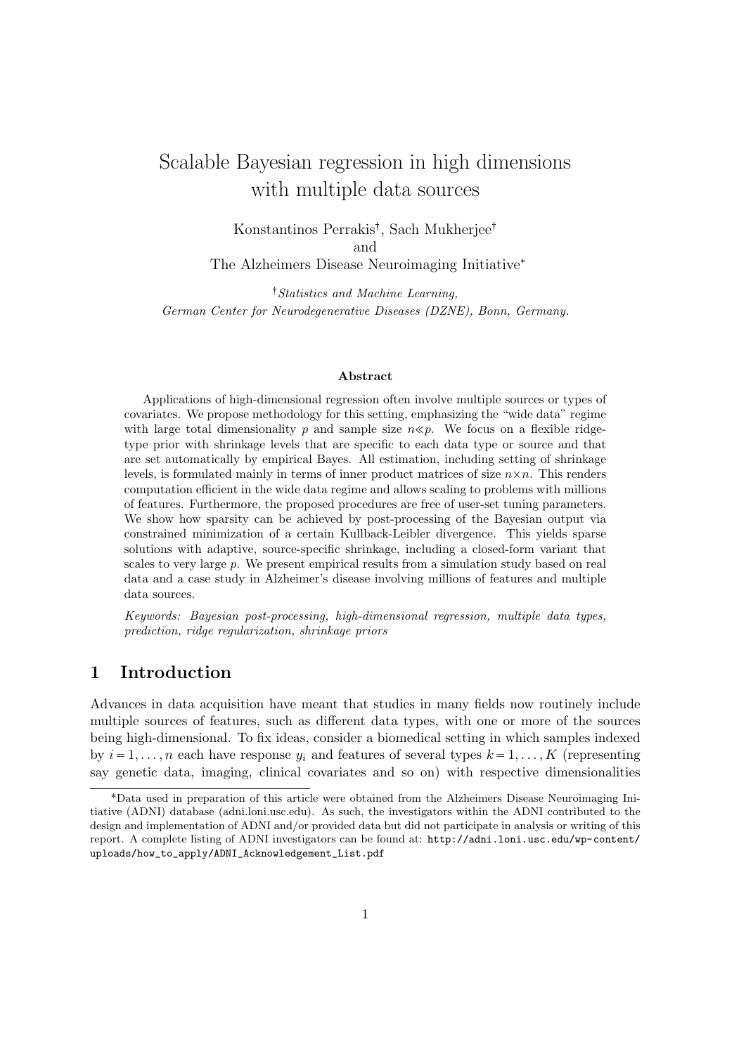# Scalable Bayesian regression in high dimensions with multiple data sources

Konstantinos Perrakis[†], Sach Mukherjee[†]
and
The Alzheimers Disease Neuroimaging Initiative[*]

[†]*Statistics and Machine Learning,*
*German Center for Neurodegenerative Diseases (DZNE), Bonn, Germany.*

#### Abstract

Applications of high-dimensional regression often involve multiple sources or types of covariates. We propose methodology for this setting, emphasizing the "wide data" regime with large total dimensionality $p$ and sample size $n \ll p$. We focus on a flexible ridge-type prior with shrinkage levels that are specific to each data type or source and that are set automatically by empirical Bayes. All estimation, including setting of shrinkage levels, is formulated mainly in terms of inner product matrices of size $n \times n$. This renders computation efficient in the wide data regime and allows scaling to problems with millions of features. Furthermore, the proposed procedures are free of user-set tuning parameters. We show how sparsity can be achieved by post-processing of the Bayesian output via constrained minimization of a certain Kullback-Leibler divergence. This yields sparse solutions with adaptive, source-specific shrinkage, including a closed-form variant that scales to very large $p$. We present empirical results from a simulation study based on real data and a case study in Alzheimer's disease involving millions of features and multiple data sources.

*Keywords: Bayesian post-processing, high-dimensional regression, multiple data types, prediction, ridge regularization, shrinkage priors*

## 1 Introduction

Advances in data acquisition have meant that studies in many fields now routinely include multiple sources of features, such as different data types, with one or more of the sources being high-dimensional. To fix ideas, consider a biomedical setting in which samples indexed by $i = 1, \ldots, n$ each have response $y_i$ and features of several types $k = 1, \ldots, K$ (representing say genetic data, imaging, clinical covariates and so on) with respective dimensionalities

---

[*]Data used in preparation of this article were obtained from the Alzheimers Disease Neuroimaging Initiative (ADNI) database (adni.loni.usc.edu). As such, the investigators within the ADNI contributed to the design and implementation of ADNI and/or provided data but did not participate in analysis or writing of this report. A complete listing of ADNI investigators can be found at: `http://adni.loni.usc.edu/wp-content/uploads/how_to_apply/ADNI_Acknowledgement_List.pdf`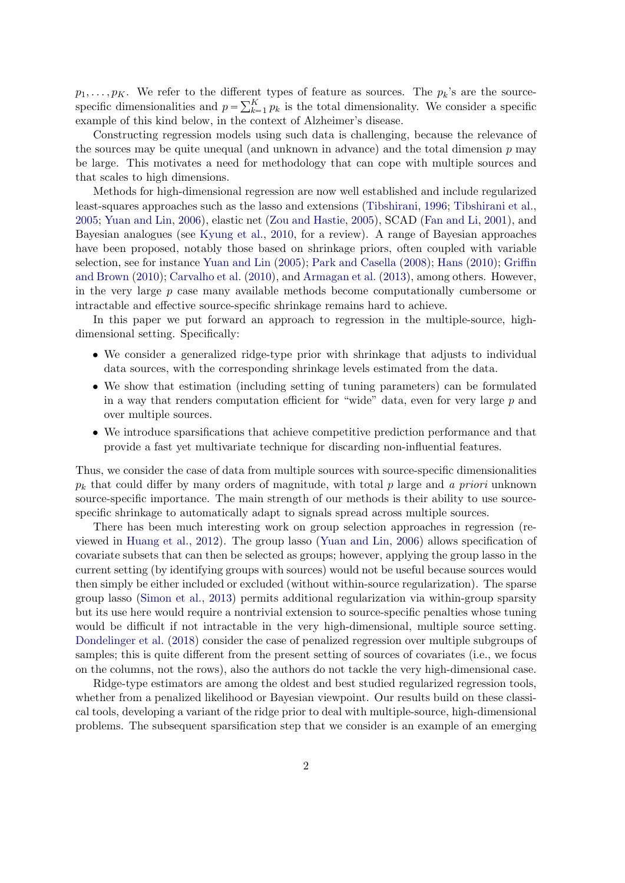$p_1, \ldots, p_K$. We refer to the different types of feature as sources. The $p_k$'s are the source-specific dimensionalities and $p = \sum_{k=1}^{K} p_k$ is the total dimensionality. We consider a specific example of this kind below, in the context of Alzheimer's disease.

Constructing regression models using such data is challenging, because the relevance of the sources may be quite unequal (and unknown in advance) and the total dimension $p$ may be large. This motivates a need for methodology that can cope with multiple sources and that scales to high dimensions.

Methods for high-dimensional regression are now well established and include regularized least-squares approaches such as the lasso and extensions (Tibshirani, 1996; Tibshirani et al., 2005; Yuan and Lin, 2006), elastic net (Zou and Hastie, 2005), SCAD (Fan and Li, 2001), and Bayesian analogues (see Kyung et al., 2010, for a review). A range of Bayesian approaches have been proposed, notably those based on shrinkage priors, often coupled with variable selection, see for instance Yuan and Lin (2005); Park and Casella (2008); Hans (2010); Griffin and Brown (2010); Carvalho et al. (2010), and Armagan et al. (2013), among others. However, in the very large $p$ case many available methods become computationally cumbersome or intractable and effective source-specific shrinkage remains hard to achieve.

In this paper we put forward an approach to regression in the multiple-source, high-dimensional setting. Specifically:

- We consider a generalized ridge-type prior with shrinkage that adjusts to individual data sources, with the corresponding shrinkage levels estimated from the data.
- We show that estimation (including setting of tuning parameters) can be formulated in a way that renders computation efficient for "wide" data, even for very large $p$ and over multiple sources.
- We introduce sparsifications that achieve competitive prediction performance and that provide a fast yet multivariate technique for discarding non-influential features.

Thus, we consider the case of data from multiple sources with source-specific dimensionalities $p_k$ that could differ by many orders of magnitude, with total $p$ large and *a priori* unknown source-specific importance. The main strength of our methods is their ability to use source-specific shrinkage to automatically adapt to signals spread across multiple sources.

There has been much interesting work on group selection approaches in regression (reviewed in Huang et al., 2012). The group lasso (Yuan and Lin, 2006) allows specification of covariate subsets that can then be selected as groups; however, applying the group lasso in the current setting (by identifying groups with sources) would not be useful because sources would then simply be either included or excluded (without within-source regularization). The sparse group lasso (Simon et al., 2013) permits additional regularization via within-group sparsity but its use here would require a nontrivial extension to source-specific penalties whose tuning would be difficult if not intractable in the very high-dimensional, multiple source setting. Dondelinger et al. (2018) consider the case of penalized regression over multiple subgroups of samples; this is quite different from the present setting of sources of covariates (i.e., we focus on the columns, not the rows), also the authors do not tackle the very high-dimensional case.

Ridge-type estimators are among the oldest and best studied regularized regression tools, whether from a penalized likelihood or Bayesian viewpoint. Our results build on these classical tools, developing a variant of the ridge prior to deal with multiple-source, high-dimensional problems. The subsequent sparsification step that we consider is an example of an emerging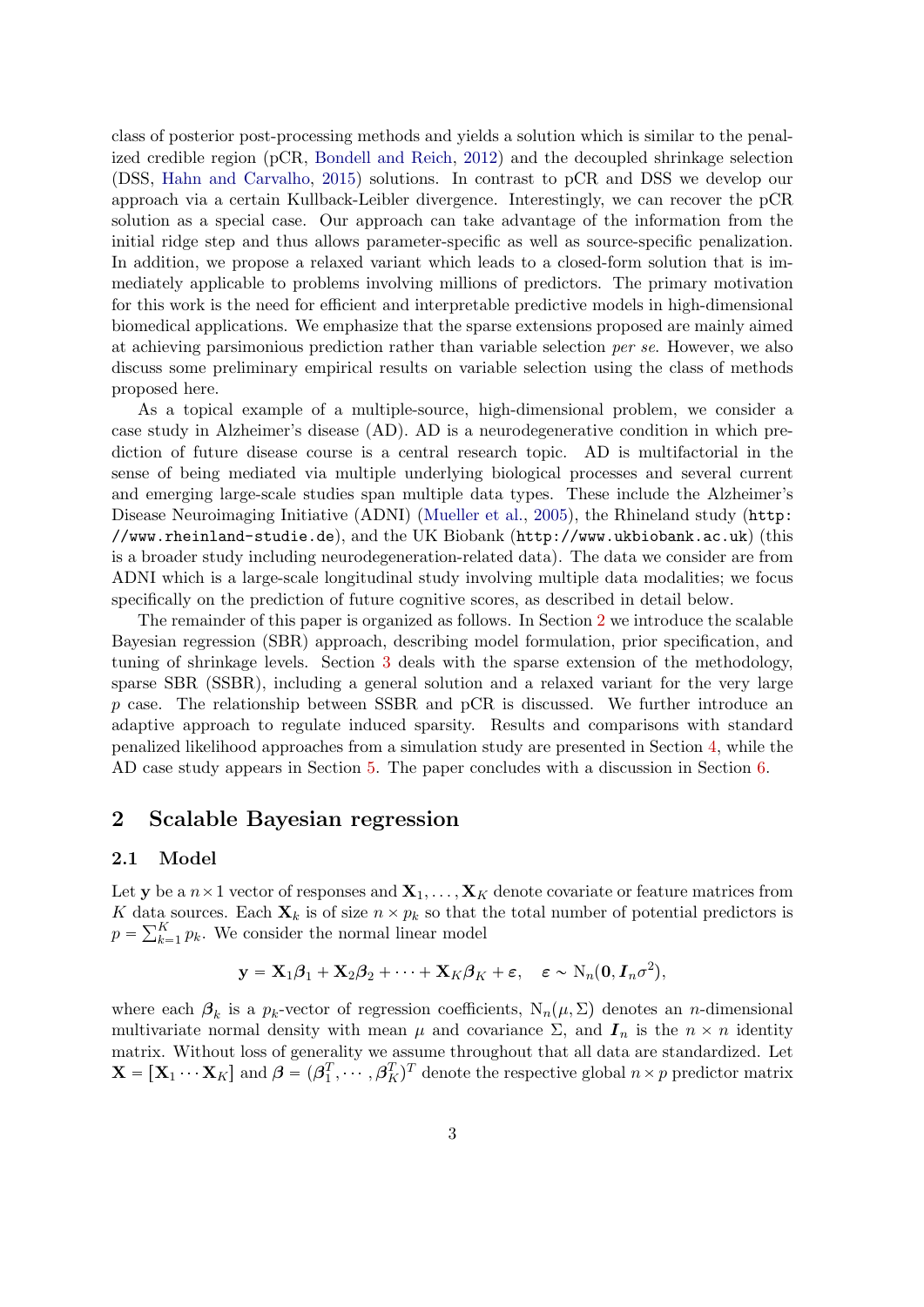class of posterior post-processing methods and yields a solution which is similar to the penalized credible region (pCR, Bondell and Reich, 2012) and the decoupled shrinkage selection (DSS, Hahn and Carvalho, 2015) solutions. In contrast to pCR and DSS we develop our approach via a certain Kullback-Leibler divergence. Interestingly, we can recover the pCR solution as a special case. Our approach can take advantage of the information from the initial ridge step and thus allows parameter-specific as well as source-specific penalization. In addition, we propose a relaxed variant which leads to a closed-form solution that is immediately applicable to problems involving millions of predictors. The primary motivation for this work is the need for efficient and interpretable predictive models in high-dimensional biomedical applications. We emphasize that the sparse extensions proposed are mainly aimed at achieving parsimonious prediction rather than variable selection *per se*. However, we also discuss some preliminary empirical results on variable selection using the class of methods proposed here.

As a topical example of a multiple-source, high-dimensional problem, we consider a case study in Alzheimer's disease (AD). AD is a neurodegenerative condition in which prediction of future disease course is a central research topic. AD is multifactorial in the sense of being mediated via multiple underlying biological processes and several current and emerging large-scale studies span multiple data types. These include the Alzheimer's Disease Neuroimaging Initiative (ADNI) (Mueller et al., 2005), the Rhineland study (`http://www.rheinland-studie.de`), and the UK Biobank (`http://www.ukbiobank.ac.uk`) (this is a broader study including neurodegeneration-related data). The data we consider are from ADNI which is a large-scale longitudinal study involving multiple data modalities; we focus specifically on the prediction of future cognitive scores, as described in detail below.

The remainder of this paper is organized as follows. In Section 2 we introduce the scalable Bayesian regression (SBR) approach, describing model formulation, prior specification, and tuning of shrinkage levels. Section 3 deals with the sparse extension of the methodology, sparse SBR (SSBR), including a general solution and a relaxed variant for the very large $p$ case. The relationship between SSBR and pCR is discussed. We further introduce an adaptive approach to regulate induced sparsity. Results and comparisons with standard penalized likelihood approaches from a simulation study are presented in Section 4, while the AD case study appears in Section 5. The paper concludes with a discussion in Section 6.

## 2 Scalable Bayesian regression

### 2.1 Model

Let $\mathbf{y}$ be a $n \times 1$ vector of responses and $\mathbf{X}_1, \ldots, \mathbf{X}_K$ denote covariate or feature matrices from $K$ data sources. Each $\mathbf{X}_k$ is of size $n \times p_k$ so that the total number of potential predictors is $p = \sum_{k=1}^{K} p_k$. We consider the normal linear model

$$\mathbf{y} = \mathbf{X}_1\boldsymbol{\beta}_1 + \mathbf{X}_2\boldsymbol{\beta}_2 + \cdots + \mathbf{X}_K\boldsymbol{\beta}_K + \boldsymbol{\varepsilon}, \quad \boldsymbol{\varepsilon} \sim \mathrm{N}_n(\mathbf{0}, \boldsymbol{I}_n\sigma^2),$$

where each $\boldsymbol{\beta}_k$ is a $p_k$-vector of regression coefficients, $\mathrm{N}_n(\mu, \Sigma)$ denotes an $n$-dimensional multivariate normal density with mean $\mu$ and covariance $\Sigma$, and $\boldsymbol{I}_n$ is the $n \times n$ identity matrix. Without loss of generality we assume throughout that all data are standardized. Let $\mathbf{X} = [\mathbf{X}_1 \cdots \mathbf{X}_K]$ and $\boldsymbol{\beta} = (\boldsymbol{\beta}_1^T, \cdots, \boldsymbol{\beta}_K^T)^T$ denote the respective global $n \times p$ predictor matrix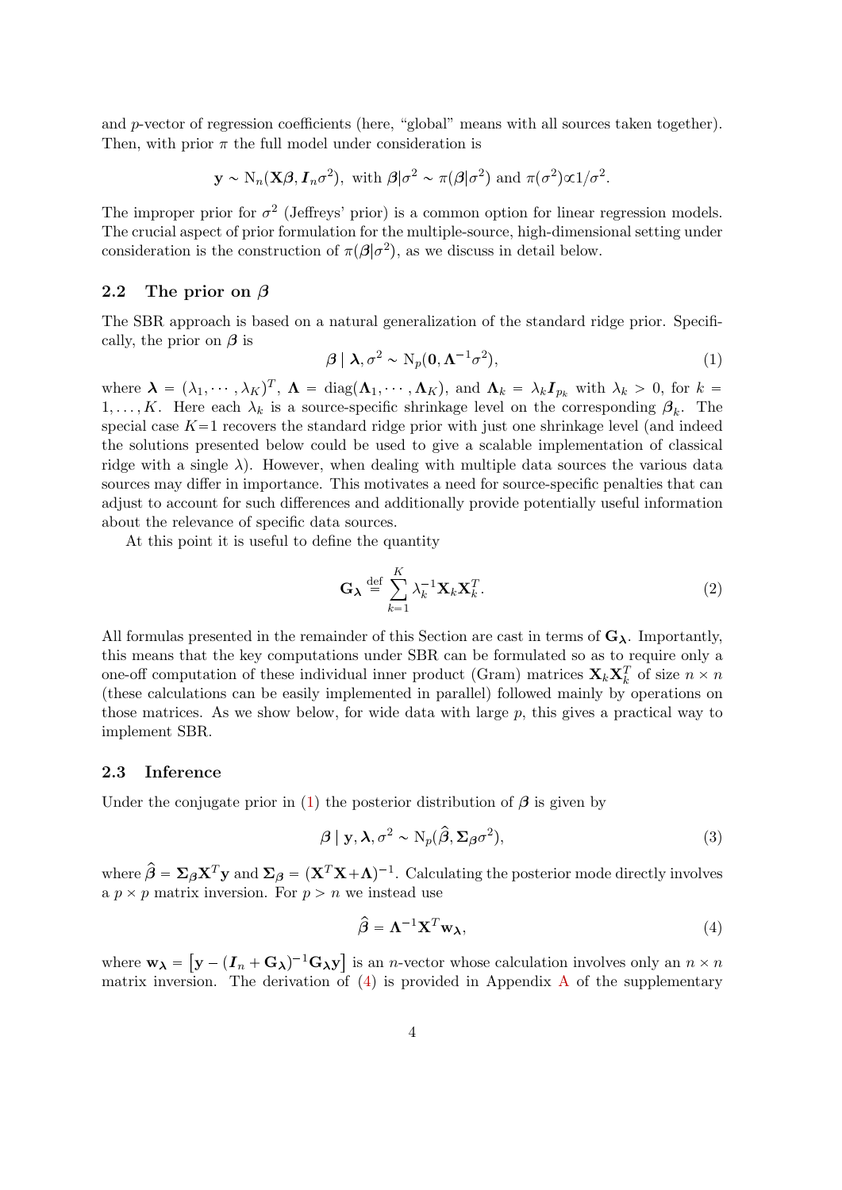and $p$-vector of regression coefficients (here, "global" means with all sources taken together). Then, with prior $\pi$ the full model under consideration is

$$\mathbf{y} \sim \mathrm{N}_n(\mathbf{X}\boldsymbol{\beta}, \boldsymbol{I}_n\sigma^2), \text{ with } \boldsymbol{\beta}|\sigma^2 \sim \pi(\boldsymbol{\beta}|\sigma^2) \text{ and } \pi(\sigma^2)\propto 1/\sigma^2.$$

The improper prior for $\sigma^2$ (Jeffreys' prior) is a common option for linear regression models. The crucial aspect of prior formulation for the multiple-source, high-dimensional setting under consideration is the construction of $\pi(\boldsymbol{\beta}|\sigma^2)$, as we discuss in detail below.

### 2.2 The prior on $\boldsymbol{\beta}$

The SBR approach is based on a natural generalization of the standard ridge prior. Specifically, the prior on $\boldsymbol{\beta}$ is

$$\boldsymbol{\beta} \mid \boldsymbol{\lambda}, \sigma^2 \sim \mathrm{N}_p(\mathbf{0}, \boldsymbol{\Lambda}^{-1}\sigma^2), \tag{1}$$

where $\boldsymbol{\lambda} = (\lambda_1, \cdots, \lambda_K)^T$, $\boldsymbol{\Lambda} = \mathrm{diag}(\boldsymbol{\Lambda}_1, \cdots, \boldsymbol{\Lambda}_K)$, and $\boldsymbol{\Lambda}_k = \lambda_k \boldsymbol{I}_{p_k}$ with $\lambda_k > 0$, for $k = 1, \ldots, K$. Here each $\lambda_k$ is a source-specific shrinkage level on the corresponding $\boldsymbol{\beta}_k$. The special case $K=1$ recovers the standard ridge prior with just one shrinkage level (and indeed the solutions presented below could be used to give a scalable implementation of classical ridge with a single $\lambda$). However, when dealing with multiple data sources the various data sources may differ in importance. This motivates a need for source-specific penalties that can adjust to account for such differences and additionally provide potentially useful information about the relevance of specific data sources.

At this point it is useful to define the quantity

$$\mathbf{G}_{\boldsymbol{\lambda}} \stackrel{\text{def}}{=} \sum_{k=1}^{K} \lambda_k^{-1} \mathbf{X}_k \mathbf{X}_k^T. \tag{2}$$

All formulas presented in the remainder of this Section are cast in terms of $\mathbf{G}_{\boldsymbol{\lambda}}$. Importantly, this means that the key computations under SBR can be formulated so as to require only a one-off computation of these individual inner product (Gram) matrices $\mathbf{X}_k \mathbf{X}_k^T$ of size $n \times n$ (these calculations can be easily implemented in parallel) followed mainly by operations on those matrices. As we show below, for wide data with large $p$, this gives a practical way to implement SBR.

### 2.3 Inference

Under the conjugate prior in (1) the posterior distribution of $\boldsymbol{\beta}$ is given by

$$\boldsymbol{\beta} \mid \mathbf{y}, \boldsymbol{\lambda}, \sigma^2 \sim \mathrm{N}_p(\widehat{\boldsymbol{\beta}}, \boldsymbol{\Sigma}_{\boldsymbol{\beta}}\sigma^2), \tag{3}$$

where $\widehat{\boldsymbol{\beta}} = \boldsymbol{\Sigma}_{\boldsymbol{\beta}}\mathbf{X}^T\mathbf{y}$ and $\boldsymbol{\Sigma}_{\boldsymbol{\beta}} = (\mathbf{X}^T\mathbf{X}+\boldsymbol{\Lambda})^{-1}$. Calculating the posterior mode directly involves a $p \times p$ matrix inversion. For $p > n$ we instead use

$$\widehat{\boldsymbol{\beta}} = \boldsymbol{\Lambda}^{-1}\mathbf{X}^T\mathbf{w}_{\boldsymbol{\lambda}}, \tag{4}$$

where $\mathbf{w}_{\boldsymbol{\lambda}} = \left[\mathbf{y} - (\boldsymbol{I}_n + \mathbf{G}_{\boldsymbol{\lambda}})^{-1}\mathbf{G}_{\boldsymbol{\lambda}}\mathbf{y}\right]$ is an $n$-vector whose calculation involves only an $n \times n$ matrix inversion. The derivation of (4) is provided in Appendix A of the supplementary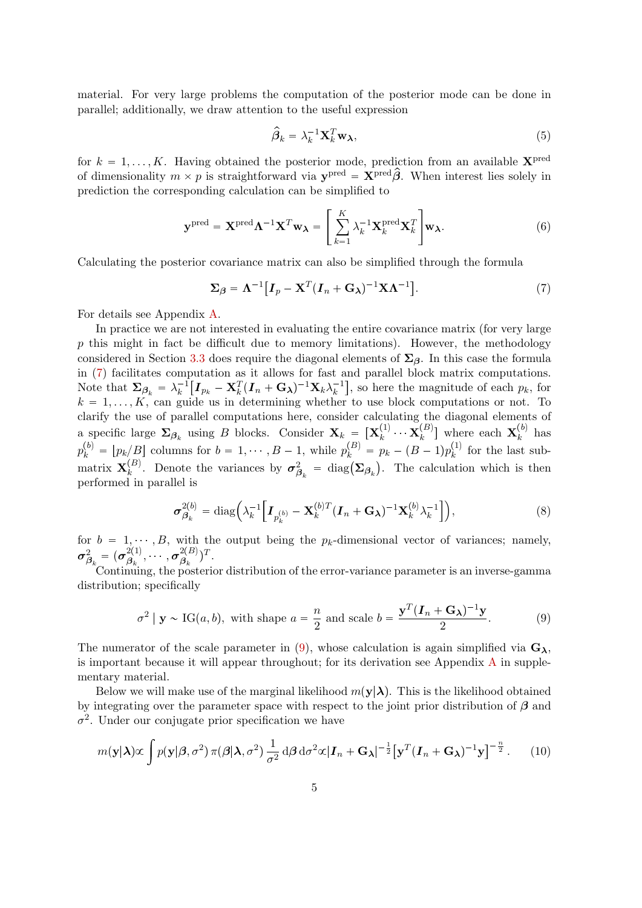material. For very large problems the computation of the posterior mode can be done in parallel; additionally, we draw attention to the useful expression

$$\widehat{\boldsymbol{\beta}}_k = \lambda_k^{-1} \mathbf{X}_k^T \mathbf{w}_{\boldsymbol{\lambda}}, \tag{5}$$

for $k = 1, \ldots, K$. Having obtained the posterior mode, prediction from an available $\mathbf{X}^{\text{pred}}$ of dimensionality $m \times p$ is straightforward via $\mathbf{y}^{\text{pred}} = \mathbf{X}^{\text{pred}} \widehat{\boldsymbol{\beta}}$. When interest lies solely in prediction the corresponding calculation can be simplified to

$$\mathbf{y}^{\text{pred}} = \mathbf{X}^{\text{pred}} \boldsymbol{\Lambda}^{-1} \mathbf{X}^T \mathbf{w}_{\boldsymbol{\lambda}} = \left[ \sum_{k=1}^{K} \lambda_k^{-1} \mathbf{X}_k^{\text{pred}} \mathbf{X}_k^T \right] \mathbf{w}_{\boldsymbol{\lambda}}. \tag{6}$$

Calculating the posterior covariance matrix can also be simplified through the formula

$$\boldsymbol{\Sigma}_{\boldsymbol{\beta}} = \boldsymbol{\Lambda}^{-1} \big[ \boldsymbol{I}_p - \mathbf{X}^T (\boldsymbol{I}_n + \mathbf{G}_{\boldsymbol{\lambda}})^{-1} \mathbf{X} \boldsymbol{\Lambda}^{-1} \big]. \tag{7}$$

For details see Appendix A.

In practice we are not interested in evaluating the entire covariance matrix (for very large $p$ this might in fact be difficult due to memory limitations). However, the methodology considered in Section 3.3 does require the diagonal elements of $\boldsymbol{\Sigma}_{\boldsymbol{\beta}}$. In this case the formula in (7) facilitates computation as it allows for fast and parallel block matrix computations. Note that $\boldsymbol{\Sigma}_{\boldsymbol{\beta}_k} = \lambda_k^{-1} \big[ \boldsymbol{I}_{p_k} - \mathbf{X}_k^T (\boldsymbol{I}_n + \mathbf{G}_{\boldsymbol{\lambda}})^{-1} \mathbf{X}_k \lambda_k^{-1} \big]$, so here the magnitude of each $p_k$, for $k = 1, \ldots, K$, can guide us in determining whether to use block computations or not. To clarify the use of parallel computations here, consider calculating the diagonal elements of a specific large $\boldsymbol{\Sigma}_{\boldsymbol{\beta}_k}$ using $B$ blocks. Consider $\mathbf{X}_k = \big[ \mathbf{X}_k^{(1)} \cdots \mathbf{X}_k^{(B)} \big]$ where each $\mathbf{X}_k^{(b)}$ has $p_k^{(b)} = \lfloor p_k / B \rfloor$ columns for $b = 1, \cdots, B-1$, while $p_k^{(B)} = p_k - (B-1) p_k^{(1)}$ for the last sub-matrix $\mathbf{X}_k^{(B)}$. Denote the variances by $\boldsymbol{\sigma}^2_{\boldsymbol{\beta}_k} = \operatorname{diag}\big(\boldsymbol{\Sigma}_{\boldsymbol{\beta}_k}\big)$. The calculation which is then performed in parallel is

$$\boldsymbol{\sigma}^{2(b)}_{\boldsymbol{\beta}_k} = \operatorname{diag}\Big( \lambda_k^{-1} \Big[ \boldsymbol{I}_{p_k^{(b)}} - \mathbf{X}_k^{(b)T} (\boldsymbol{I}_n + \mathbf{G}_{\boldsymbol{\lambda}})^{-1} \mathbf{X}_k^{(b)} \lambda_k^{-1} \Big] \Big), \tag{8}$$

for $b = 1, \cdots, B$, with the output being the $p_k$-dimensional vector of variances; namely, $\boldsymbol{\sigma}^2_{\boldsymbol{\beta}_k} = (\boldsymbol{\sigma}^{2(1)}_{\boldsymbol{\beta}_k}, \cdots, \boldsymbol{\sigma}^{2(B)}_{\boldsymbol{\beta}_k})^T$.

Continuing, the posterior distribution of the error-variance parameter is an inverse-gamma distribution; specifically

$$\sigma^2 \mid \mathbf{y} \sim \text{IG}(a, b), \text{ with shape } a = \frac{n}{2} \text{ and scale } b = \frac{\mathbf{y}^T (\boldsymbol{I}_n + \mathbf{G}_{\boldsymbol{\lambda}})^{-1} \mathbf{y}}{2}. \tag{9}$$

The numerator of the scale parameter in (9), whose calculation is again simplified via $\mathbf{G}_{\boldsymbol{\lambda}}$, is important because it will appear throughout; for its derivation see Appendix A in supplementary material.

Below we will make use of the marginal likelihood $m(\mathbf{y}|\boldsymbol{\lambda})$. This is the likelihood obtained by integrating over the parameter space with respect to the joint prior distribution of $\boldsymbol{\beta}$ and $\sigma^2$. Under our conjugate prior specification we have

$$m(\mathbf{y}|\boldsymbol{\lambda}) \propto \int p(\mathbf{y}|\boldsymbol{\beta}, \sigma^2)\, \pi(\boldsymbol{\beta}|\boldsymbol{\lambda}, \sigma^2)\, \frac{1}{\sigma^2}\, \mathrm{d}\boldsymbol{\beta}\, \mathrm{d}\sigma^2 \propto |\boldsymbol{I}_n + \mathbf{G}_{\boldsymbol{\lambda}}|^{-\frac{1}{2}} \big[ \mathbf{y}^T (\boldsymbol{I}_n + \mathbf{G}_{\boldsymbol{\lambda}})^{-1} \mathbf{y} \big]^{-\frac{n}{2}}. \tag{10}$$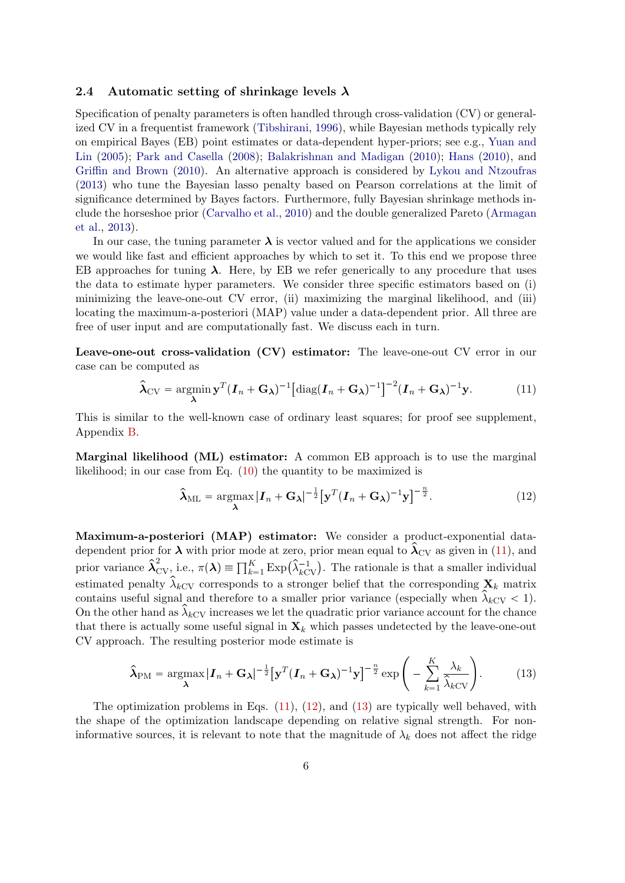### 2.4 Automatic setting of shrinkage levels $\boldsymbol{\lambda}$

Specification of penalty parameters is often handled through cross-validation (CV) or generalized CV in a frequentist framework (Tibshirani, 1996), while Bayesian methods typically rely on empirical Bayes (EB) point estimates or data-dependent hyper-priors; see e.g., Yuan and Lin (2005); Park and Casella (2008); Balakrishnan and Madigan (2010); Hans (2010), and Griffin and Brown (2010). An alternative approach is considered by Lykou and Ntzoufras (2013) who tune the Bayesian lasso penalty based on Pearson correlations at the limit of significance determined by Bayes factors. Furthermore, fully Bayesian shrinkage methods include the horseshoe prior (Carvalho et al., 2010) and the double generalized Pareto (Armagan et al., 2013).

In our case, the tuning parameter $\boldsymbol{\lambda}$ is vector valued and for the applications we consider we would like fast and efficient approaches by which to set it. To this end we propose three EB approaches for tuning $\boldsymbol{\lambda}$. Here, by EB we refer generically to any procedure that uses the data to estimate hyper parameters. We consider three specific estimators based on (i) minimizing the leave-one-out CV error, (ii) maximizing the marginal likelihood, and (iii) locating the maximum-a-posteriori (MAP) value under a data-dependent prior. All three are free of user input and are computationally fast. We discuss each in turn.

**Leave-one-out cross-validation (CV) estimator:** The leave-one-out CV error in our case can be computed as

$$\widehat{\boldsymbol{\lambda}}_{\text{CV}} = \underset{\boldsymbol{\lambda}}{\operatorname{argmin}}\, \mathbf{y}^T(\boldsymbol{I}_n + \mathbf{G}_{\boldsymbol{\lambda}})^{-1}\big[\operatorname{diag}(\boldsymbol{I}_n + \mathbf{G}_{\boldsymbol{\lambda}})^{-1}\big]^{-2}(\boldsymbol{I}_n + \mathbf{G}_{\boldsymbol{\lambda}})^{-1}\mathbf{y}. \tag{11}$$

This is similar to the well-known case of ordinary least squares; for proof see supplement, Appendix B.

**Marginal likelihood (ML) estimator:** A common EB approach is to use the marginal likelihood; in our case from Eq. (10) the quantity to be maximized is

$$\widehat{\boldsymbol{\lambda}}_{\text{ML}} = \underset{\boldsymbol{\lambda}}{\operatorname{argmax}}\, |\boldsymbol{I}_n + \mathbf{G}_{\boldsymbol{\lambda}}|^{-\frac{1}{2}}\big[\mathbf{y}^T(\boldsymbol{I}_n + \mathbf{G}_{\boldsymbol{\lambda}})^{-1}\mathbf{y}\big]^{-\frac{n}{2}}. \tag{12}$$

**Maximum-a-posteriori (MAP) estimator:** We consider a product-exponential data-dependent prior for $\boldsymbol{\lambda}$ with prior mode at zero, prior mean equal to $\widehat{\boldsymbol{\lambda}}_{\text{CV}}$ as given in (11), and prior variance $\widehat{\boldsymbol{\lambda}}_{\text{CV}}^2$, i.e., $\pi(\boldsymbol{\lambda}) \equiv \prod_{k=1}^{K} \text{Exp}\big(\widehat{\lambda}_{k\text{CV}}^{-1}\big)$. The rationale is that a smaller individual estimated penalty $\widehat{\lambda}_{k\text{CV}}$ corresponds to a stronger belief that the corresponding $\mathbf{X}_k$ matrix contains useful signal and therefore to a smaller prior variance (especially when $\widehat{\lambda}_{k\text{CV}} < 1$). On the other hand as $\widehat{\lambda}_{k\text{CV}}$ increases we let the quadratic prior variance account for the chance that there is actually some useful signal in $\mathbf{X}_k$ which passes undetected by the leave-one-out CV approach. The resulting posterior mode estimate is

$$\widehat{\boldsymbol{\lambda}}_{\text{PM}} = \underset{\boldsymbol{\lambda}}{\operatorname{argmax}}\, |\boldsymbol{I}_n + \mathbf{G}_{\boldsymbol{\lambda}}|^{-\frac{1}{2}}\big[\mathbf{y}^T(\boldsymbol{I}_n + \mathbf{G}_{\boldsymbol{\lambda}})^{-1}\mathbf{y}\big]^{-\frac{n}{2}} \exp\left(-\sum_{k=1}^{K}\frac{\lambda_k}{\widehat{\lambda}_{k\text{CV}}}\right). \tag{13}$$

The optimization problems in Eqs. (11), (12), and (13) are typically well behaved, with the shape of the optimization landscape depending on relative signal strength. For non-informative sources, it is relevant to note that the magnitude of $\lambda_k$ does not affect the ridge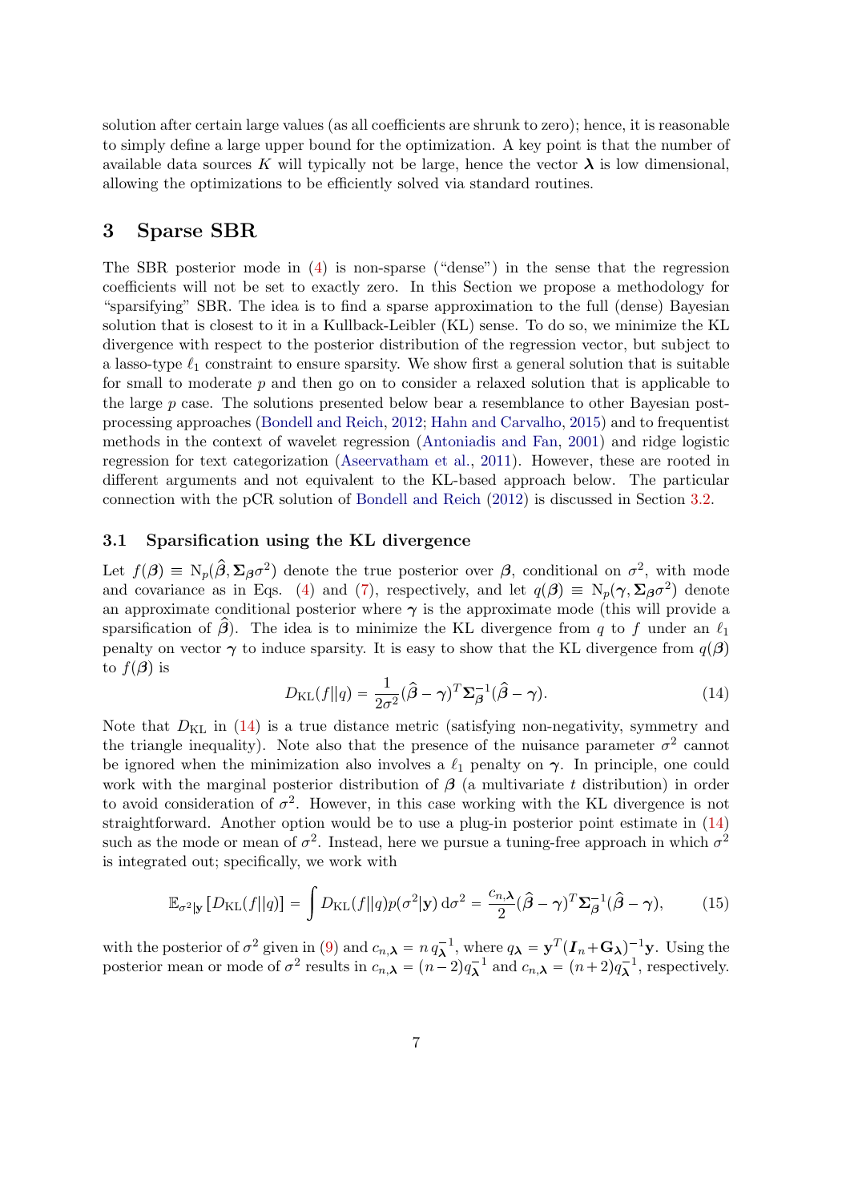solution after certain large values (as all coefficients are shrunk to zero); hence, it is reasonable to simply define a large upper bound for the optimization. A key point is that the number of available data sources $K$ will typically not be large, hence the vector $\boldsymbol{\lambda}$ is low dimensional, allowing the optimizations to be efficiently solved via standard routines.

## 3 Sparse SBR

The SBR posterior mode in (4) is non-sparse ("dense") in the sense that the regression coefficients will not be set to exactly zero. In this Section we propose a methodology for "sparsifying" SBR. The idea is to find a sparse approximation to the full (dense) Bayesian solution that is closest to it in a Kullback-Leibler (KL) sense. To do so, we minimize the KL divergence with respect to the posterior distribution of the regression vector, but subject to a lasso-type $\ell_1$ constraint to ensure sparsity. We show first a general solution that is suitable for small to moderate $p$ and then go on to consider a relaxed solution that is applicable to the large $p$ case. The solutions presented below bear a resemblance to other Bayesian post-processing approaches (Bondell and Reich, 2012; Hahn and Carvalho, 2015) and to frequentist methods in the context of wavelet regression (Antoniadis and Fan, 2001) and ridge logistic regression for text categorization (Aseervatham et al., 2011). However, these are rooted in different arguments and not equivalent to the KL-based approach below. The particular connection with the pCR solution of Bondell and Reich (2012) is discussed in Section 3.2.

### 3.1 Sparsification using the KL divergence

Let $f(\boldsymbol{\beta}) \equiv \mathrm{N}_p(\widehat{\boldsymbol{\beta}}, \boldsymbol{\Sigma}_{\boldsymbol{\beta}}\sigma^2)$ denote the true posterior over $\boldsymbol{\beta}$, conditional on $\sigma^2$, with mode and covariance as in Eqs. (4) and (7), respectively, and let $q(\boldsymbol{\beta}) \equiv \mathrm{N}_p(\boldsymbol{\gamma}, \boldsymbol{\Sigma}_{\boldsymbol{\beta}}\sigma^2)$ denote an approximate conditional posterior where $\boldsymbol{\gamma}$ is the approximate mode (this will provide a sparsification of $\widehat{\boldsymbol{\beta}}$). The idea is to minimize the KL divergence from $q$ to $f$ under an $\ell_1$ penalty on vector $\boldsymbol{\gamma}$ to induce sparsity. It is easy to show that the KL divergence from $q(\boldsymbol{\beta})$ to $f(\boldsymbol{\beta})$ is

$$D_{\mathrm{KL}}(f||q) = \frac{1}{2\sigma^2}(\widehat{\boldsymbol{\beta}} - \boldsymbol{\gamma})^T \boldsymbol{\Sigma}_{\boldsymbol{\beta}}^{-1}(\widehat{\boldsymbol{\beta}} - \boldsymbol{\gamma}). \tag{14}$$

Note that $D_{\mathrm{KL}}$ in (14) is a true distance metric (satisfying non-negativity, symmetry and the triangle inequality). Note also that the presence of the nuisance parameter $\sigma^2$ cannot be ignored when the minimization also involves a $\ell_1$ penalty on $\boldsymbol{\gamma}$. In principle, one could work with the marginal posterior distribution of $\boldsymbol{\beta}$ (a multivariate $t$ distribution) in order to avoid consideration of $\sigma^2$. However, in this case working with the KL divergence is not straightforward. Another option would be to use a plug-in posterior point estimate in (14) such as the mode or mean of $\sigma^2$. Instead, here we pursue a tuning-free approach in which $\sigma^2$ is integrated out; specifically, we work with

$$\mathbb{E}_{\sigma^2|\mathbf{y}}\left[D_{\mathrm{KL}}(f||q)\right] = \int D_{\mathrm{KL}}(f||q) p(\sigma^2|\mathbf{y})\,\mathrm{d}\sigma^2 = \frac{c_{n,\boldsymbol{\lambda}}}{2}(\widehat{\boldsymbol{\beta}} - \boldsymbol{\gamma})^T \boldsymbol{\Sigma}_{\boldsymbol{\beta}}^{-1}(\widehat{\boldsymbol{\beta}} - \boldsymbol{\gamma}), \tag{15}$$

with the posterior of $\sigma^2$ given in (9) and $c_{n,\boldsymbol{\lambda}} = n\, q_{\boldsymbol{\lambda}}^{-1}$, where $q_{\boldsymbol{\lambda}} = \mathbf{y}^T(\boldsymbol{I}_n + \mathbf{G}_{\boldsymbol{\lambda}})^{-1}\mathbf{y}$. Using the posterior mean or mode of $\sigma^2$ results in $c_{n,\boldsymbol{\lambda}} = (n-2)q_{\boldsymbol{\lambda}}^{-1}$ and $c_{n,\boldsymbol{\lambda}} = (n+2)q_{\boldsymbol{\lambda}}^{-1}$, respectively.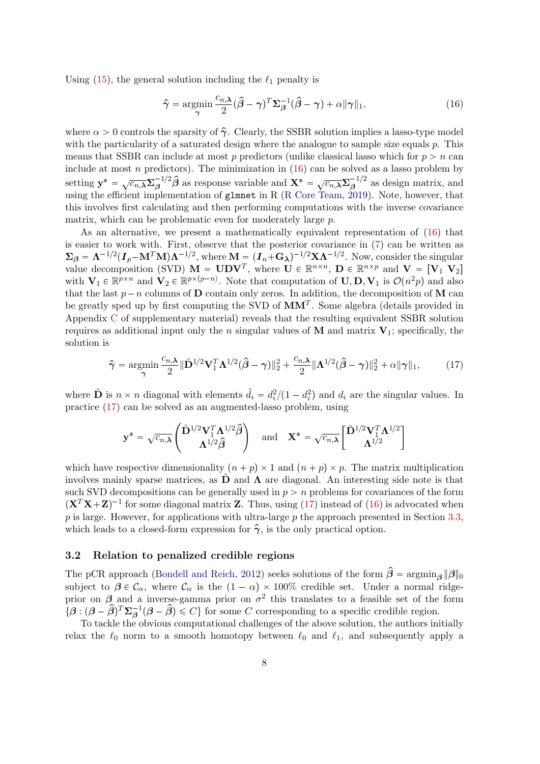Using (15), the general solution including the $\ell_1$ penalty is

$$\hat{\boldsymbol{\gamma}} = \underset{\boldsymbol{\gamma}}{\operatorname{argmin}} \frac{c_{n,\boldsymbol{\lambda}}}{2}(\hat{\boldsymbol{\beta}} - \boldsymbol{\gamma})^T \boldsymbol{\Sigma}_{\boldsymbol{\beta}}^{-1}(\hat{\boldsymbol{\beta}} - \boldsymbol{\gamma}) + \alpha\|\boldsymbol{\gamma}\|_1, \tag{16}$$

where $\alpha > 0$ controls the sparsity of $\hat{\boldsymbol{\gamma}}$. Clearly, the SSBR solution implies a lasso-type model with the particularity of a saturated design where the analogue to sample size equals $p$. This means that SSBR can include at most $p$ predictors (unlike classical lasso which for $p > n$ can include at most $n$ predictors). The minimization in (16) can be solved as a lasso problem by setting $\mathbf{y}^* = \sqrt{c_{n,\boldsymbol{\lambda}}}\boldsymbol{\Sigma}_{\boldsymbol{\beta}}^{-1/2}\hat{\boldsymbol{\beta}}$ as response variable and $\mathbf{X}^* = \sqrt{c_{n,\boldsymbol{\lambda}}}\boldsymbol{\Sigma}_{\boldsymbol{\beta}}^{-1/2}$ as design matrix, and using the efficient implementation of `glmnet` in R (R Core Team, 2019). Note, however, that this involves first calculating and then performing computations with the inverse covariance matrix, which can be problematic even for moderately large $p$.

As an alternative, we present a mathematically equivalent representation of (16) that is easier to work with. First, observe that the posterior covariance in (7) can be written as $\boldsymbol{\Sigma}_{\boldsymbol{\beta}} = \boldsymbol{\Lambda}^{-1/2}(\boldsymbol{I}_p - \mathbf{M}^T\mathbf{M})\boldsymbol{\Lambda}^{-1/2}$, where $\mathbf{M} = (\boldsymbol{I}_n + \mathbf{G}_{\boldsymbol{\lambda}})^{-1/2}\mathbf{X}\boldsymbol{\Lambda}^{-1/2}$. Now, consider the singular value decomposition (SVD) $\mathbf{M} = \mathbf{U}\mathbf{D}\mathbf{V}^T$, where $\mathbf{U} \in \mathbb{R}^{n\times n}$, $\mathbf{D} \in \mathbb{R}^{n\times p}$ and $\mathbf{V} = [\mathbf{V}_1\ \mathbf{V}_2]$ with $\mathbf{V}_1 \in \mathbb{R}^{p\times n}$ and $\mathbf{V}_2 \in \mathbb{R}^{p\times(p-n)}$. Note that computation of $\mathbf{U}, \mathbf{D}, \mathbf{V}_1$ is $\mathcal{O}(n^2p)$ and also that the last $p-n$ columns of $\mathbf{D}$ contain only zeros. In addition, the decomposition of $\mathbf{M}$ can be greatly sped up by first computing the SVD of $\mathbf{M}\mathbf{M}^T$. Some algebra (details provided in Appendix C of supplementary material) reveals that the resulting equivalent SSBR solution requires as additional input only the $n$ singular values of $\mathbf{M}$ and matrix $\mathbf{V}_1$; specifically, the solution is

$$\hat{\boldsymbol{\gamma}} = \underset{\boldsymbol{\gamma}}{\operatorname{argmin}} \frac{c_{n,\boldsymbol{\lambda}}}{2}\|\tilde{\mathbf{D}}^{1/2}\mathbf{V}_1^T\boldsymbol{\Lambda}^{1/2}(\hat{\boldsymbol{\beta}} - \boldsymbol{\gamma})\|_2^2 + \frac{c_{n,\boldsymbol{\lambda}}}{2}\|\boldsymbol{\Lambda}^{1/2}(\hat{\boldsymbol{\beta}} - \boldsymbol{\gamma})\|_2^2 + \alpha\|\boldsymbol{\gamma}\|_1, \tag{17}$$

where $\tilde{\mathbf{D}}$ is $n \times n$ diagonal with elements $\tilde{d}_i = d_i^2/(1 - d_i^2)$ and $d_i$ are the singular values. In practice (17) can be solved as an augmented-lasso problem, using

$$\mathbf{y}^* = \sqrt{c_{n,\boldsymbol{\lambda}}}\begin{pmatrix}\tilde{\mathbf{D}}^{1/2}\mathbf{V}_1^T\boldsymbol{\Lambda}^{1/2}\hat{\boldsymbol{\beta}} \\ \boldsymbol{\Lambda}^{1/2}\hat{\boldsymbol{\beta}}\end{pmatrix} \quad \text{and} \quad \mathbf{X}^* = \sqrt{c_{n,\boldsymbol{\lambda}}}\begin{bmatrix}\tilde{\mathbf{D}}^{1/2}\mathbf{V}_1^T\boldsymbol{\Lambda}^{1/2} \\ \boldsymbol{\Lambda}^{1/2}\end{bmatrix}$$

which have respective dimensionality $(n+p)\times 1$ and $(n+p)\times p$. The matrix multiplication involves mainly sparse matrices, as $\tilde{\mathbf{D}}$ and $\boldsymbol{\Lambda}$ are diagonal. An interesting side note is that such SVD decompositions can be generally used in $p > n$ problems for covariances of the form $(\mathbf{X}^T\mathbf{X} + \mathbf{Z})^{-1}$ for some diagonal matrix $\mathbf{Z}$. Thus, using (17) instead of (16) is advocated when $p$ is large. However, for applications with ultra-large $p$ the approach presented in Section 3.3, which leads to a closed-form expression for $\hat{\boldsymbol{\gamma}}$, is the only practical option.

### 3.2 Relation to penalized credible regions

The pCR approach (Bondell and Reich, 2012) seeks solutions of the form $\hat{\boldsymbol{\beta}} = \operatorname{argmin}_{\boldsymbol{\beta}}\|\boldsymbol{\beta}\|_0$ subject to $\boldsymbol{\beta} \in \mathcal{C}_\alpha$, where $\mathcal{C}_\alpha$ is the $(1-\alpha)\times 100\%$ credible set. Under a normal ridge-prior on $\boldsymbol{\beta}$ and a inverse-gamma prior on $\sigma^2$ this translates to a feasible set of the form $\{\boldsymbol{\beta} : (\boldsymbol{\beta} - \hat{\boldsymbol{\beta}})^T\boldsymbol{\Sigma}_{\boldsymbol{\beta}}^{-1}(\boldsymbol{\beta} - \hat{\boldsymbol{\beta}}) \leqslant C\}$ for some $C$ corresponding to a specific credible region.

To tackle the obvious computational challenges of the above solution, the authors initially relax the $\ell_0$ norm to a smooth homotopy between $\ell_0$ and $\ell_1$, and subsequently apply a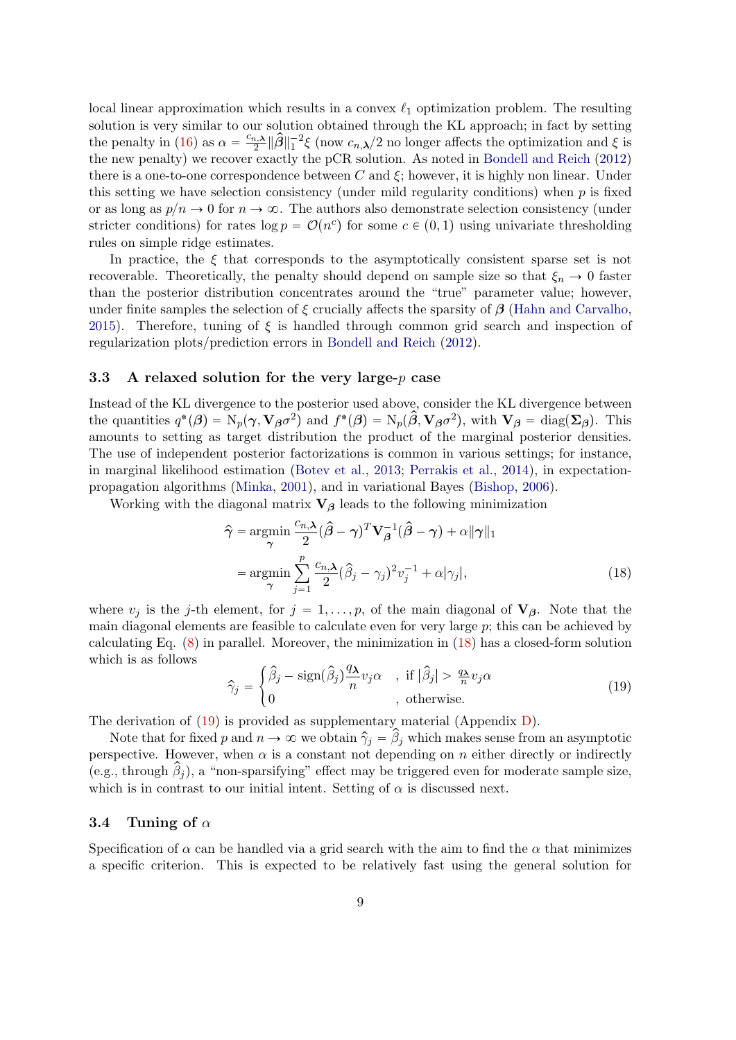local linear approximation which results in a convex $\ell_1$ optimization problem. The resulting solution is very similar to our solution obtained through the KL approach; in fact by setting the penalty in (16) as $\alpha = \frac{c_{n,\boldsymbol{\lambda}}}{2}\|\widehat{\boldsymbol{\beta}}\|_1^{-2}\xi$ (now $c_{n,\boldsymbol{\lambda}}/2$ no longer affects the optimization and $\xi$ is the new penalty) we recover exactly the pCR solution. As noted in Bondell and Reich (2012) there is a one-to-one correspondence between $C$ and $\xi$; however, it is highly non linear. Under this setting we have selection consistency (under mild regularity conditions) when $p$ is fixed or as long as $p/n \to 0$ for $n \to \infty$. The authors also demonstrate selection consistency (under stricter conditions) for rates $\log p = \mathcal{O}(n^c)$ for some $c \in (0,1)$ using univariate thresholding rules on simple ridge estimates.

In practice, the $\xi$ that corresponds to the asymptotically consistent sparse set is not recoverable. Theoretically, the penalty should depend on sample size so that $\xi_n \to 0$ faster than the posterior distribution concentrates around the "true" parameter value; however, under finite samples the selection of $\xi$ crucially affects the sparsity of $\boldsymbol{\beta}$ (Hahn and Carvalho, 2015). Therefore, tuning of $\xi$ is handled through common grid search and inspection of regularization plots/prediction errors in Bondell and Reich (2012).

### 3.3 A relaxed solution for the very large-$p$ case

Instead of the KL divergence to the posterior used above, consider the KL divergence between the quantities $q^*(\boldsymbol{\beta}) = \mathrm{N}_p(\boldsymbol{\gamma}, \mathbf{V}_{\boldsymbol{\beta}}\sigma^2)$ and $f^*(\boldsymbol{\beta}) = \mathrm{N}_p(\widehat{\boldsymbol{\beta}}, \mathbf{V}_{\boldsymbol{\beta}}\sigma^2)$, with $\mathbf{V}_{\boldsymbol{\beta}} = \mathrm{diag}(\boldsymbol{\Sigma}_{\boldsymbol{\beta}})$. This amounts to setting as target distribution the product of the marginal posterior densities. The use of independent posterior factorizations is common in various settings; for instance, in marginal likelihood estimation (Botev et al., 2013; Perrakis et al., 2014), in expectation-propagation algorithms (Minka, 2001), and in variational Bayes (Bishop, 2006).

Working with the diagonal matrix $\mathbf{V}_{\boldsymbol{\beta}}$ leads to the following minimization

$$
\begin{aligned}
\widehat{\boldsymbol{\gamma}} &= \underset{\boldsymbol{\gamma}}{\operatorname{argmin}} \, \frac{c_{n,\boldsymbol{\lambda}}}{2}(\widehat{\boldsymbol{\beta}} - \boldsymbol{\gamma})^T \mathbf{V}_{\boldsymbol{\beta}}^{-1}(\widehat{\boldsymbol{\beta}} - \boldsymbol{\gamma}) + \alpha\|\boldsymbol{\gamma}\|_1 \\
&= \underset{\boldsymbol{\gamma}}{\operatorname{argmin}} \sum_{j=1}^{p} \frac{c_{n,\boldsymbol{\lambda}}}{2}(\widehat{\beta}_j - \gamma_j)^2 v_j^{-1} + \alpha|\gamma_j|, \qquad (18)
\end{aligned}
$$

where $v_j$ is the $j$-th element, for $j = 1, \ldots, p$, of the main diagonal of $\mathbf{V}_{\boldsymbol{\beta}}$. Note that the main diagonal elements are feasible to calculate even for very large $p$; this can be achieved by calculating Eq. (8) in parallel. Moreover, the minimization in (18) has a closed-form solution which is as follows

$$
\widehat{\gamma}_j = \begin{cases} \widehat{\beta}_j - \mathrm{sign}(\widehat{\beta}_j)\dfrac{q_{\boldsymbol{\lambda}}}{n}v_j\alpha & , \text{ if } |\widehat{\beta}_j| > \frac{q_{\boldsymbol{\lambda}}}{n}v_j\alpha \\ 0 & , \text{ otherwise.} \end{cases} \qquad (19)
$$

The derivation of (19) is provided as supplementary material (Appendix D).

Note that for fixed $p$ and $n \to \infty$ we obtain $\widehat{\gamma}_j = \widehat{\beta}_j$ which makes sense from an asymptotic perspective. However, when $\alpha$ is a constant not depending on $n$ either directly or indirectly (e.g., through $\widehat{\beta}_j$), a "non-sparsifying" effect may be triggered even for moderate sample size, which is in contrast to our initial intent. Setting of $\alpha$ is discussed next.

### 3.4 Tuning of $\alpha$

Specification of $\alpha$ can be handled via a grid search with the aim to find the $\alpha$ that minimizes a specific criterion. This is expected to be relatively fast using the general solution for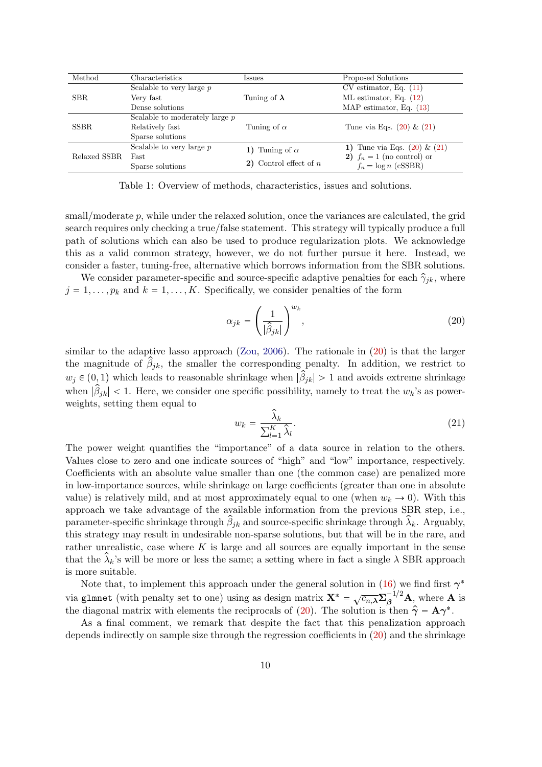| Method | Characteristics | Issues | Proposed Solutions |
|---|---|---|---|
| SBR | Scalable to very large $p$<br>Very fast<br>Dense solutions | Tuning of $\boldsymbol{\lambda}$ | CV estimator, Eq. (11)<br>ML estimator, Eq. (12)<br>MAP estimator, Eq. (13) |
| SSBR | Scalable to moderately large $p$<br>Relatively fast<br>Sparse solutions | Tuning of $\alpha$ | Tune via Eqs. (20) & (21) |
| Relaxed SSBR | Scalable to very large $p$<br>Fast<br>Sparse solutions | **1)** Tuning of $\alpha$<br>**2)** Control effect of $n$ | **1)** Tune via Eqs. (20) & (21)<br>**2)** $f_n = 1$ (no control) or $f_n = \log n$ (cSSBR) |

Table 1: Overview of methods, characteristics, issues and solutions.

small/moderate $p$, while under the relaxed solution, once the variances are calculated, the grid search requires only checking a true/false statement. This strategy will typically produce a full path of solutions which can also be used to produce regularization plots. We acknowledge this as a valid common strategy, however, we do not further pursue it here. Instead, we consider a faster, tuning-free, alternative which borrows information from the SBR solutions.

We consider parameter-specific and source-specific adaptive penalties for each $\hat{\gamma}_{jk}$, where $j = 1, \ldots, p_k$ and $k = 1, \ldots, K$. Specifically, we consider penalties of the form

$$\alpha_{jk} = \left(\frac{1}{|\hat{\beta}_{jk}|}\right)^{w_k}, \tag{20}$$

similar to the adaptive lasso approach (Zou, 2006). The rationale in (20) is that the larger the magnitude of $\hat{\beta}_{jk}$, the smaller the corresponding penalty. In addition, we restrict to $w_j \in (0, 1)$ which leads to reasonable shrinkage when $|\hat{\beta}_{jk}| > 1$ and avoids extreme shrinkage when $|\hat{\beta}_{jk}| < 1$. Here, we consider one specific possibility, namely to treat the $w_k$'s as power-weights, setting them equal to

$$w_k = \frac{\hat{\lambda}_k}{\sum_{l=1}^{K} \hat{\lambda}_l}. \tag{21}$$

The power weight quantifies the "importance" of a data source in relation to the others. Values close to zero and one indicate sources of "high" and "low" importance, respectively. Coefficients with an absolute value smaller than one (the common case) are penalized more in low-importance sources, while shrinkage on large coefficients (greater than one in absolute value) is relatively mild, and at most approximately equal to one (when $w_k \to 0$). With this approach we take advantage of the available information from the previous SBR step, i.e., parameter-specific shrinkage through $\hat{\beta}_{jk}$ and source-specific shrinkage through $\hat{\lambda}_k$. Arguably, this strategy may result in undesirable non-sparse solutions, but that will be in the rare, and rather unrealistic, case where $K$ is large and all sources are equally important in the sense that the $\hat{\lambda}_k$'s will be more or less the same; a setting where in fact a single $\lambda$ SBR approach is more suitable.

Note that, to implement this approach under the general solution in (16) we find first $\boldsymbol{\gamma}^*$ via `glmnet` (with penalty set to one) using as design matrix $\mathbf{X}^* = \sqrt{c_{n,\boldsymbol{\lambda}}}\boldsymbol{\Sigma}_{\boldsymbol{\beta}}^{-1/2}\mathbf{A}$, where $\mathbf{A}$ is the diagonal matrix with elements the reciprocals of (20). The solution is then $\hat{\boldsymbol{\gamma}} = \mathbf{A}\boldsymbol{\gamma}^*$.

As a final comment, we remark that despite the fact that this penalization approach depends indirectly on sample size through the regression coefficients in (20) and the shrinkage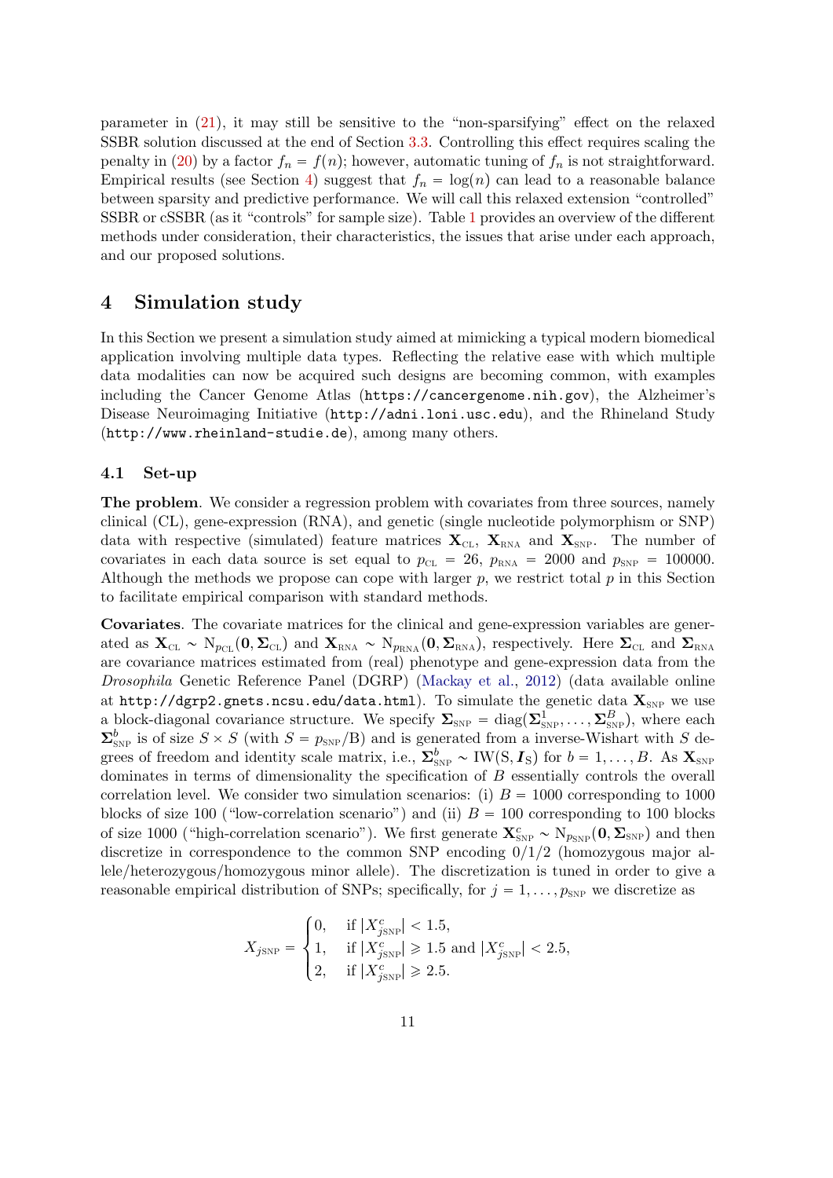parameter in (21), it may still be sensitive to the "non-sparsifying" effect on the relaxed SSBR solution discussed at the end of Section 3.3. Controlling this effect requires scaling the penalty in (20) by a factor $f_n = f(n)$; however, automatic tuning of $f_n$ is not straightforward. Empirical results (see Section 4) suggest that $f_n = \log(n)$ can lead to a reasonable balance between sparsity and predictive performance. We will call this relaxed extension "controlled" SSBR or cSSBR (as it "controls" for sample size). Table 1 provides an overview of the different methods under consideration, their characteristics, the issues that arise under each approach, and our proposed solutions.

## 4 Simulation study

In this Section we present a simulation study aimed at mimicking a typical modern biomedical application involving multiple data types. Reflecting the relative ease with which multiple data modalities can now be acquired such designs are becoming common, with examples including the Cancer Genome Atlas (`https://cancergenome.nih.gov`), the Alzheimer's Disease Neuroimaging Initiative (`http://adni.loni.usc.edu`), and the Rhineland Study (`http://www.rheinland-studie.de`), among many others.

### 4.1 Set-up

**The problem**. We consider a regression problem with covariates from three sources, namely clinical (CL), gene-expression (RNA), and genetic (single nucleotide polymorphism or SNP) data with respective (simulated) feature matrices $\mathbf{X}_{\text{CL}}$, $\mathbf{X}_{\text{RNA}}$ and $\mathbf{X}_{\text{SNP}}$. The number of covariates in each data source is set equal to $p_{\text{CL}} = 26$, $p_{\text{RNA}} = 2000$ and $p_{\text{SNP}} = 100000$. Although the methods we propose can cope with larger $p$, we restrict total $p$ in this Section to facilitate empirical comparison with standard methods.

**Covariates**. The covariate matrices for the clinical and gene-expression variables are generated as $\mathbf{X}_{\text{CL}} \sim \text{N}_{p_{\text{CL}}}(\mathbf{0}, \mathbf{\Sigma}_{\text{CL}})$ and $\mathbf{X}_{\text{RNA}} \sim \text{N}_{p_{\text{RNA}}}(\mathbf{0}, \mathbf{\Sigma}_{\text{RNA}})$, respectively. Here $\mathbf{\Sigma}_{\text{CL}}$ and $\mathbf{\Sigma}_{\text{RNA}}$ are covariance matrices estimated from (real) phenotype and gene-expression data from the *Drosophila* Genetic Reference Panel (DGRP) (Mackay et al., 2012) (data available online at `http://dgrp2.gnets.ncsu.edu/data.html`). To simulate the genetic data $\mathbf{X}_{\text{SNP}}$ we use a block-diagonal covariance structure. We specify $\mathbf{\Sigma}_{\text{SNP}} = \text{diag}(\mathbf{\Sigma}^1_{\text{SNP}}, \ldots, \mathbf{\Sigma}^B_{\text{SNP}})$, where each $\mathbf{\Sigma}^b_{\text{SNP}}$ is of size $S \times S$ (with $S = p_{\text{SNP}}/\text{B}$) and is generated from a inverse-Wishart with $S$ degrees of freedom and identity scale matrix, i.e., $\mathbf{\Sigma}^b_{\text{SNP}} \sim \text{IW}(\text{S}, \boldsymbol{I}_{\text{S}})$ for $b = 1, \ldots, B$. As $\mathbf{X}_{\text{SNP}}$ dominates in terms of dimensionality the specification of $B$ essentially controls the overall correlation level. We consider two simulation scenarios: (i) $B = 1000$ corresponding to 1000 blocks of size 100 ("low-correlation scenario") and (ii) $B = 100$ corresponding to 100 blocks of size 1000 ("high-correlation scenario"). We first generate $\mathbf{X}^c_{\text{SNP}} \sim \text{N}_{p_{\text{SNP}}}(\mathbf{0}, \mathbf{\Sigma}_{\text{SNP}})$ and then discretize in correspondence to the common SNP encoding 0/1/2 (homozygous major allele/heterozygous/homozygous minor allele). The discretization is tuned in order to give a reasonable empirical distribution of SNPs; specifically, for $j = 1, \ldots, p_{\text{SNP}}$ we discretize as

$$X_{j\text{SNP}} = \begin{cases} 0, & \text{if } |X^c_{j\text{SNP}}| < 1.5, \\ 1, & \text{if } |X^c_{j\text{SNP}}| \geqslant 1.5 \text{ and } |X^c_{j\text{SNP}}| < 2.5, \\ 2, & \text{if } |X^c_{j\text{SNP}}| \geqslant 2.5. \end{cases}$$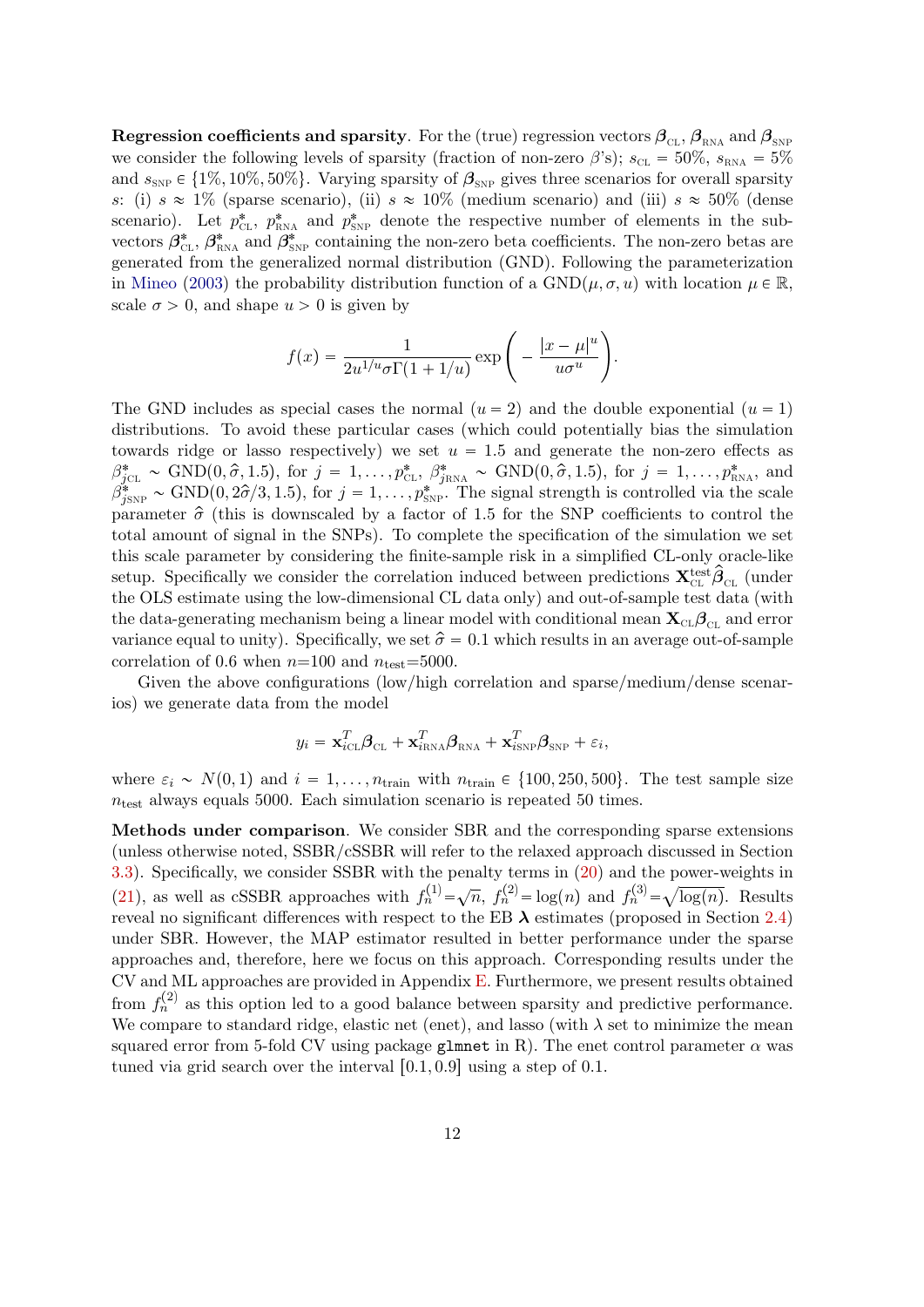**Regression coefficients and sparsity**. For the (true) regression vectors $\boldsymbol{\beta}_{\text{CL}}$, $\boldsymbol{\beta}_{\text{RNA}}$ and $\boldsymbol{\beta}_{\text{SNP}}$ we consider the following levels of sparsity (fraction of non-zero $\beta$'s); $s_{\text{CL}} = 50\%$, $s_{\text{RNA}} = 5\%$ and $s_{\text{SNP}} \in \{1\%, 10\%, 50\%\}$. Varying sparsity of $\boldsymbol{\beta}_{\text{SNP}}$ gives three scenarios for overall sparsity $s$: (i) $s \approx 1\%$ (sparse scenario), (ii) $s \approx 10\%$ (medium scenario) and (iii) $s \approx 50\%$ (dense scenario). Let $p^*_{\text{CL}}$, $p^*_{\text{RNA}}$ and $p^*_{\text{SNP}}$ denote the respective number of elements in the sub-vectors $\boldsymbol{\beta}^*_{\text{CL}}$, $\boldsymbol{\beta}^*_{\text{RNA}}$ and $\boldsymbol{\beta}^*_{\text{SNP}}$ containing the non-zero beta coefficients. The non-zero betas are generated from the generalized normal distribution (GND). Following the parameterization in Mineo (2003) the probability distribution function of a $\text{GND}(\mu, \sigma, u)$ with location $\mu \in \mathbb{R}$, scale $\sigma > 0$, and shape $u > 0$ is given by

$$f(x) = \frac{1}{2u^{1/u}\sigma\Gamma(1 + 1/u)} \exp\left( - \frac{|x - \mu|^u}{u\sigma^u} \right).$$

The GND includes as special cases the normal ($u = 2$) and the double exponential ($u = 1$) distributions. To avoid these particular cases (which could potentially bias the simulation towards ridge or lasso respectively) we set $u = 1.5$ and generate the non-zero effects as $\beta^*_{j\text{CL}} \sim \text{GND}(0, \widehat{\sigma}, 1.5)$, for $j = 1, \ldots, p^*_{\text{CL}}$, $\beta^*_{j\text{RNA}} \sim \text{GND}(0, \widehat{\sigma}, 1.5)$, for $j = 1, \ldots, p^*_{\text{RNA}}$, and $\beta^*_{j\text{SNP}} \sim \text{GND}(0, 2\widehat{\sigma}/3, 1.5)$, for $j = 1, \ldots, p^*_{\text{SNP}}$. The signal strength is controlled via the scale parameter $\widehat{\sigma}$ (this is downscaled by a factor of 1.5 for the SNP coefficients to control the total amount of signal in the SNPs). To complete the specification of the simulation we set this scale parameter by considering the finite-sample risk in a simplified CL-only oracle-like setup. Specifically we consider the correlation induced between predictions $\mathbf{X}^{\text{test}}_{\text{CL}}\widehat{\boldsymbol{\beta}}_{\text{CL}}$ (under the OLS estimate using the low-dimensional CL data only) and out-of-sample test data (with the data-generating mechanism being a linear model with conditional mean $\mathbf{X}_{\text{CL}}\boldsymbol{\beta}_{\text{CL}}$ and error variance equal to unity). Specifically, we set $\widehat{\sigma} = 0.1$ which results in an average out-of-sample correlation of 0.6 when $n$=100 and $n_{\text{test}}$=5000.

Given the above configurations (low/high correlation and sparse/medium/dense scenarios) we generate data from the model

$$y_i = \mathbf{x}^T_{i\text{CL}}\boldsymbol{\beta}_{\text{CL}} + \mathbf{x}^T_{i\text{RNA}}\boldsymbol{\beta}_{\text{RNA}} + \mathbf{x}^T_{i\text{SNP}}\boldsymbol{\beta}_{\text{SNP}} + \varepsilon_i,$$

where $\varepsilon_i \sim N(0, 1)$ and $i = 1, \ldots, n_{\text{train}}$ with $n_{\text{train}} \in \{100, 250, 500\}$. The test sample size $n_{\text{test}}$ always equals 5000. Each simulation scenario is repeated 50 times.

**Methods under comparison**. We consider SBR and the corresponding sparse extensions (unless otherwise noted, SSBR/cSSBR will refer to the relaxed approach discussed in Section 3.3). Specifically, we consider SSBR with the penalty terms in (20) and the power-weights in (21), as well as cSSBR approaches with $f^{(1)}_n = \sqrt{n}$, $f^{(2)}_n = \log(n)$ and $f^{(3)}_n = \sqrt{\log(n)}$. Results reveal no significant differences with respect to the EB $\boldsymbol{\lambda}$ estimates (proposed in Section 2.4) under SBR. However, the MAP estimator resulted in better performance under the sparse approaches and, therefore, here we focus on this approach. Corresponding results under the CV and ML approaches are provided in Appendix E. Furthermore, we present results obtained from $f^{(2)}_n$ as this option led to a good balance between sparsity and predictive performance. We compare to standard ridge, elastic net (enet), and lasso (with $\lambda$ set to minimize the mean squared error from 5-fold CV using package `glmnet` in R). The enet control parameter $\alpha$ was tuned via grid search over the interval $[0.1, 0.9]$ using a step of 0.1.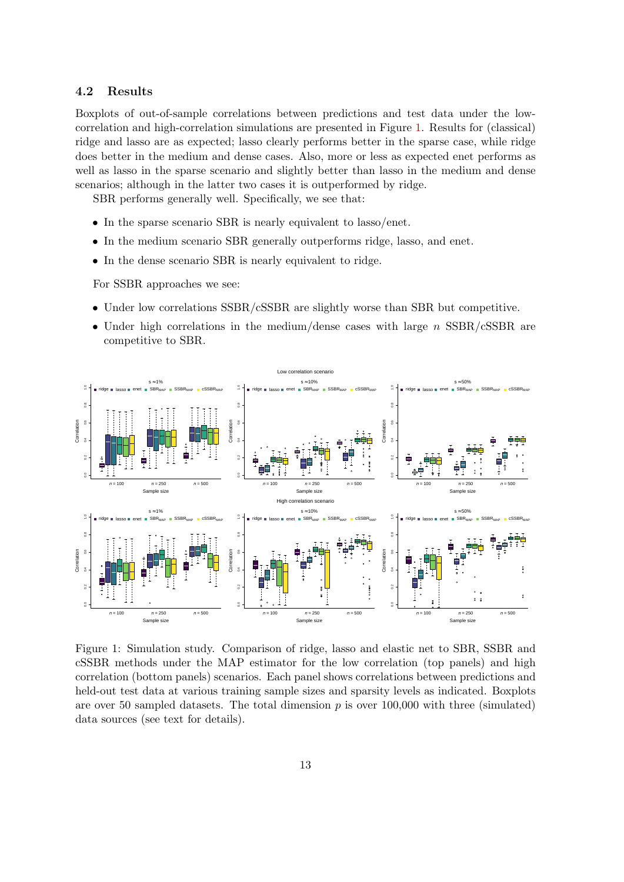### 4.2 Results

Boxplots of out-of-sample correlations between predictions and test data under the low-correlation and high-correlation simulations are presented in Figure 1. Results for (classical) ridge and lasso are as expected; lasso clearly performs better in the sparse case, while ridge does better in the medium and dense cases. Also, more or less as expected enet performs as well as lasso in the sparse scenario and slightly better than lasso in the medium and dense scenarios; although in the latter two cases it is outperformed by ridge.

SBR performs generally well. Specifically, we see that:

- In the sparse scenario SBR is nearly equivalent to lasso/enet.
- In the medium scenario SBR generally outperforms ridge, lasso, and enet.
- In the dense scenario SBR is nearly equivalent to ridge.

For SSBR approaches we see:

- Under low correlations SSBR/cSSBR are slightly worse than SBR but competitive.
- Under high correlations in the medium/dense cases with large $n$ SSBR/cSSBR are competitive to SBR.

Figure 1: Simulation study. Comparison of ridge, lasso and elastic net to SBR, SSBR and cSSBR methods under the MAP estimator for the low correlation (top panels) and high correlation (bottom panels) scenarios. Each panel shows correlations between predictions and held-out test data at various training sample sizes and sparsity levels as indicated. Boxplots are over 50 sampled datasets. The total dimension $p$ is over 100,000 with three (simulated) data sources (see text for details).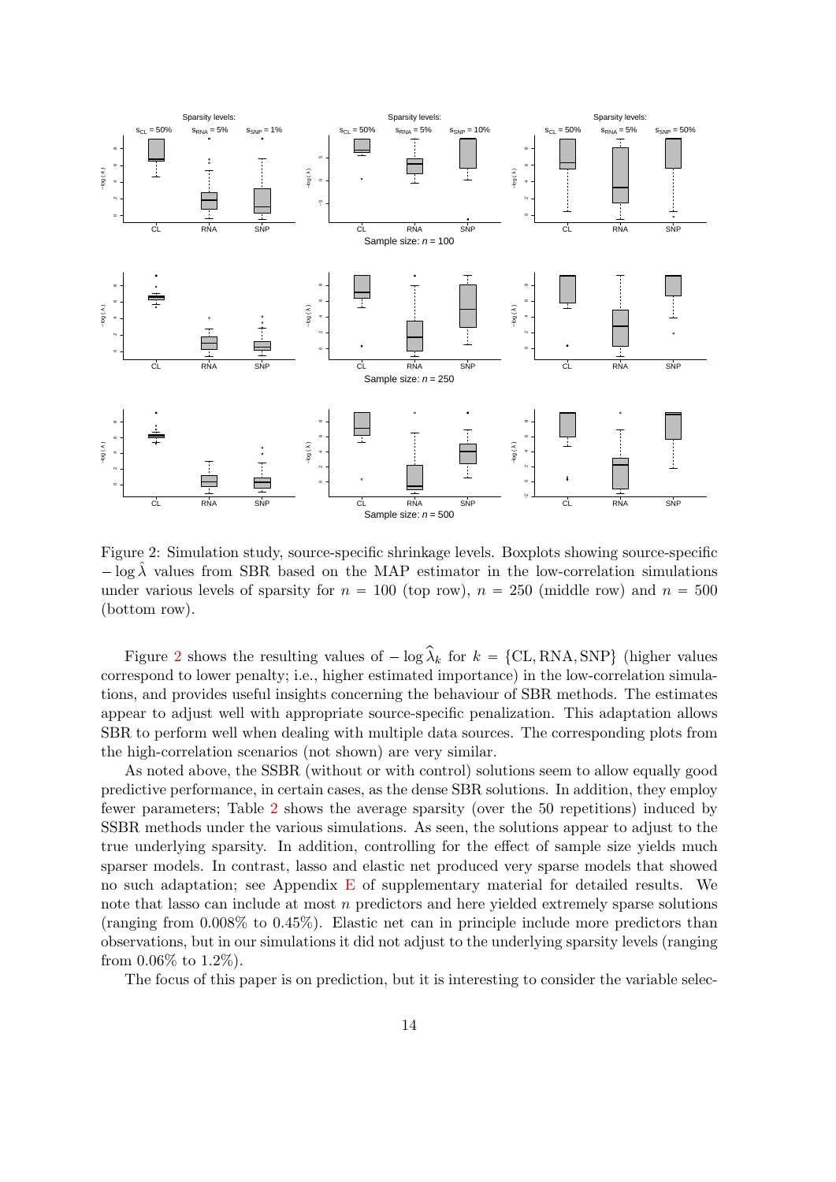Figure 2: Simulation study, source-specific shrinkage levels. Boxplots showing source-specific $-\log \hat{\lambda}$ values from SBR based on the MAP estimator in the low-correlation simulations under various levels of sparsity for $n = 100$ (top row), $n = 250$ (middle row) and $n = 500$ (bottom row).

Figure 2 shows the resulting values of $-\log \hat{\lambda}_k$ for $k = \{\text{CL}, \text{RNA}, \text{SNP}\}$ (higher values correspond to lower penalty; i.e., higher estimated importance) in the low-correlation simulations, and provides useful insights concerning the behaviour of SBR methods. The estimates appear to adjust well with appropriate source-specific penalization. This adaptation allows SBR to perform well when dealing with multiple data sources. The corresponding plots from the high-correlation scenarios (not shown) are very similar.

As noted above, the SSBR (without or with control) solutions seem to allow equally good predictive performance, in certain cases, as the dense SBR solutions. In addition, they employ fewer parameters; Table 2 shows the average sparsity (over the 50 repetitions) induced by SSBR methods under the various simulations. As seen, the solutions appear to adjust to the true underlying sparsity. In addition, controlling for the effect of sample size yields much sparser models. In contrast, lasso and elastic net produced very sparse models that showed no such adaptation; see Appendix E of supplementary material for detailed results. We note that lasso can include at most $n$ predictors and here yielded extremely sparse solutions (ranging from 0.008% to 0.45%). Elastic net can in principle include more predictors than observations, but in our simulations it did not adjust to the underlying sparsity levels (ranging from 0.06% to 1.2%).

The focus of this paper is on prediction, but it is interesting to consider the variable selec-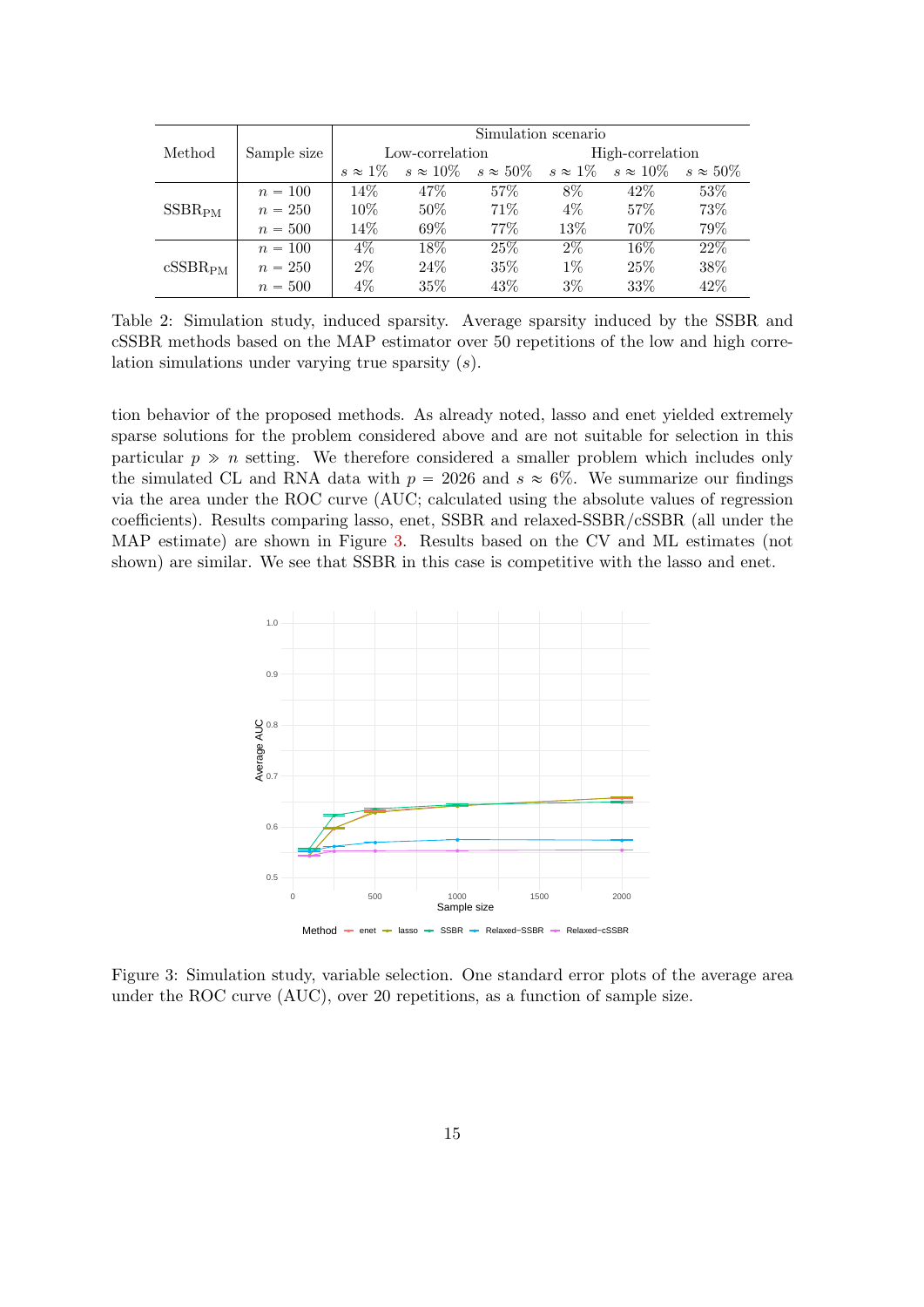| Method | Sample size | Simulation scenario | | | | | |
|---|---|---|---|---|---|---|---|
| | | Low-correlation | | | High-correlation | | |
| | | $s \approx 1\%$ | $s \approx 10\%$ | $s \approx 50\%$ | $s \approx 1\%$ | $s \approx 10\%$ | $s \approx 50\%$ |
| $\text{SSBR}_{\text{PM}}$ | $n = 100$ | 14% | 47% | 57% | 8% | 42% | 53% |
| | $n = 250$ | 10% | 50% | 71% | 4% | 57% | 73% |
| | $n = 500$ | 14% | 69% | 77% | 13% | 70% | 79% |
| $\text{cSSBR}_{\text{PM}}$ | $n = 100$ | 4% | 18% | 25% | 2% | 16% | 22% |
| | $n = 250$ | 2% | 24% | 35% | 1% | 25% | 38% |
| | $n = 500$ | 4% | 35% | 43% | 3% | 33% | 42% |

Table 2: Simulation study, induced sparsity. Average sparsity induced by the SSBR and cSSBR methods based on the MAP estimator over 50 repetitions of the low and high correlation simulations under varying true sparsity ($s$).

tion behavior of the proposed methods. As already noted, lasso and enet yielded extremely sparse solutions for the problem considered above and are not suitable for selection in this particular $p \gg n$ setting. We therefore considered a smaller problem which includes only the simulated CL and RNA data with $p = 2026$ and $s \approx 6\%$. We summarize our findings via the area under the ROC curve (AUC; calculated using the absolute values of regression coefficients). Results comparing lasso, enet, SSBR and relaxed-SSBR/cSSBR (all under the MAP estimate) are shown in Figure 3. Results based on the CV and ML estimates (not shown) are similar. We see that SSBR in this case is competitive with the lasso and enet.

Figure 3: Simulation study, variable selection. One standard error plots of the average area under the ROC curve (AUC), over 20 repetitions, as a function of sample size.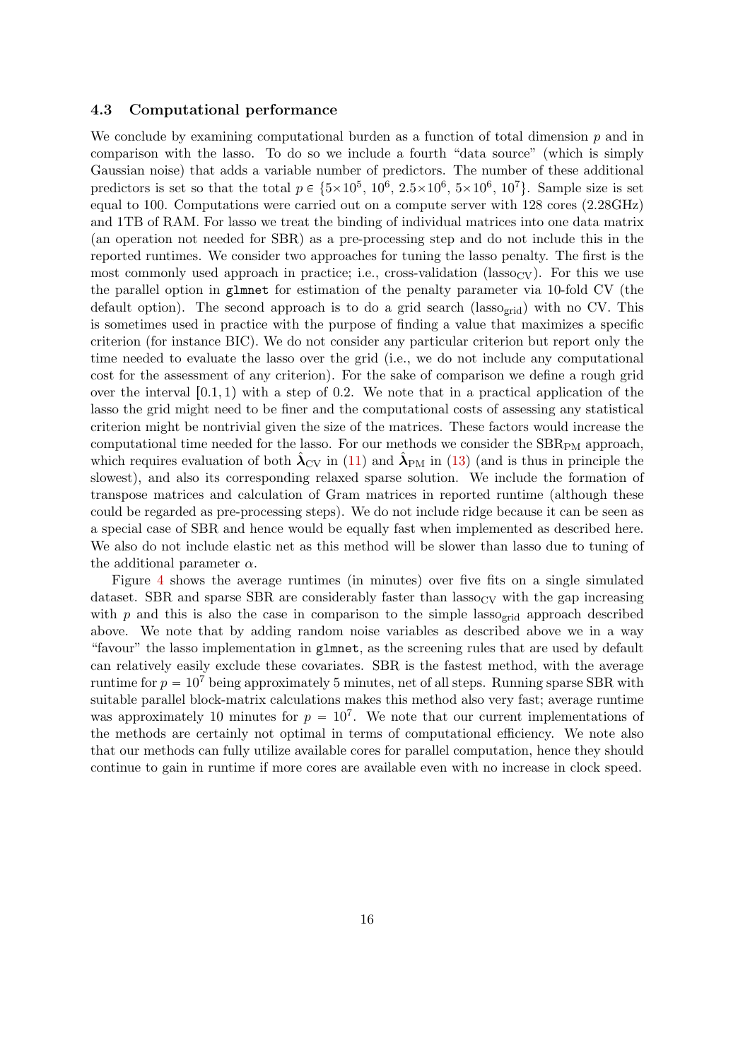### 4.3 Computational performance

We conclude by examining computational burden as a function of total dimension $p$ and in comparison with the lasso. To do so we include a fourth "data source" (which is simply Gaussian noise) that adds a variable number of predictors. The number of these additional predictors is set so that the total $p \in \{5{\times}10^5, 10^6, 2.5{\times}10^6, 5{\times}10^6, 10^7\}$. Sample size is set equal to 100. Computations were carried out on a compute server with 128 cores (2.28GHz) and 1TB of RAM. For lasso we treat the binding of individual matrices into one data matrix (an operation not needed for SBR) as a pre-processing step and do not include this in the reported runtimes. We consider two approaches for tuning the lasso penalty. The first is the most commonly used approach in practice; i.e., cross-validation ($\text{lasso}_{\text{CV}}$). For this we use the parallel option in `glmnet` for estimation of the penalty parameter via 10-fold CV (the default option). The second approach is to do a grid search ($\text{lasso}_{\text{grid}}$) with no CV. This is sometimes used in practice with the purpose of finding a value that maximizes a specific criterion (for instance BIC). We do not consider any particular criterion but report only the time needed to evaluate the lasso over the grid (i.e., we do not include any computational cost for the assessment of any criterion). For the sake of comparison we define a rough grid over the interval $[0.1, 1)$ with a step of 0.2. We note that in a practical application of the lasso the grid might need to be finer and the computational costs of assessing any statistical criterion might be nontrivial given the size of the matrices. These factors would increase the computational time needed for the lasso. For our methods we consider the $\text{SBR}_{\text{PM}}$ approach, which requires evaluation of both $\hat{\boldsymbol{\lambda}}_{\text{CV}}$ in (11) and $\hat{\boldsymbol{\lambda}}_{\text{PM}}$ in (13) (and is thus in principle the slowest), and also its corresponding relaxed sparse solution. We include the formation of transpose matrices and calculation of Gram matrices in reported runtime (although these could be regarded as pre-processing steps). We do not include ridge because it can be seen as a special case of SBR and hence would be equally fast when implemented as described here. We also do not include elastic net as this method will be slower than lasso due to tuning of the additional parameter $\alpha$.

Figure 4 shows the average runtimes (in minutes) over five fits on a single simulated dataset. SBR and sparse SBR are considerably faster than $\text{lasso}_{\text{CV}}$ with the gap increasing with $p$ and this is also the case in comparison to the simple $\text{lasso}_{\text{grid}}$ approach described above. We note that by adding random noise variables as described above we in a way "favour" the lasso implementation in `glmnet`, as the screening rules that are used by default can relatively easily exclude these covariates. SBR is the fastest method, with the average runtime for $p = 10^7$ being approximately 5 minutes, net of all steps. Running sparse SBR with suitable parallel block-matrix calculations makes this method also very fast; average runtime was approximately 10 minutes for $p = 10^7$. We note that our current implementations of the methods are certainly not optimal in terms of computational efficiency. We note also that our methods can fully utilize available cores for parallel computation, hence they should continue to gain in runtime if more cores are available even with no increase in clock speed.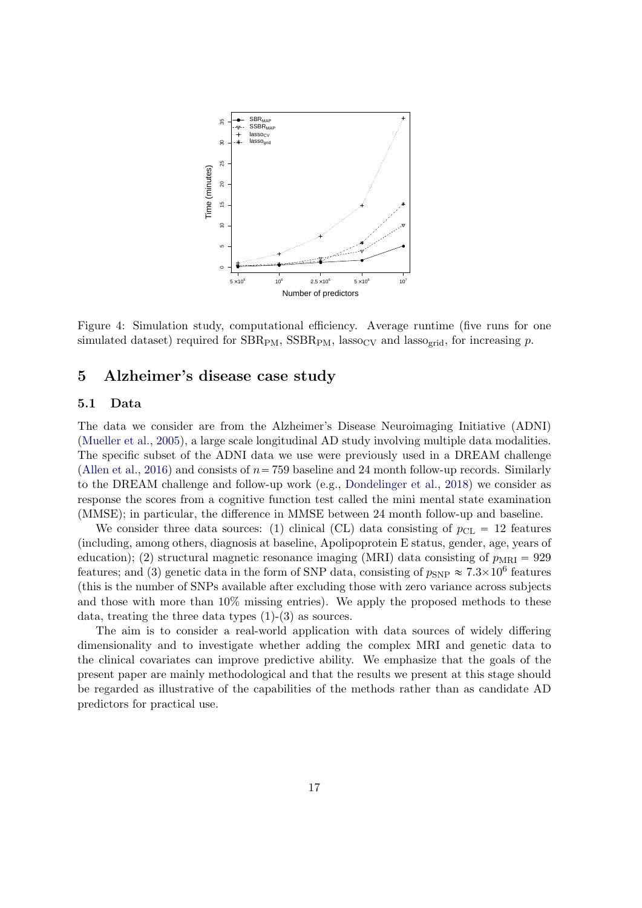Figure 4: Simulation study, computational efficiency. Average runtime (five runs for one simulated dataset) required for $\text{SBR}_{\text{PM}}$, $\text{SSBR}_{\text{PM}}$, $\text{lasso}_{\text{CV}}$ and $\text{lasso}_{\text{grid}}$, for increasing $p$.

## 5 Alzheimer's disease case study

### 5.1 Data

The data we consider are from the Alzheimer's Disease Neuroimaging Initiative (ADNI) (Mueller et al., 2005), a large scale longitudinal AD study involving multiple data modalities. The specific subset of the ADNI data we use were previously used in a DREAM challenge (Allen et al., 2016) and consists of $n = 759$ baseline and 24 month follow-up records. Similarly to the DREAM challenge and follow-up work (e.g., Dondelinger et al., 2018) we consider as response the scores from a cognitive function test called the mini mental state examination (MMSE); in particular, the difference in MMSE between 24 month follow-up and baseline.

We consider three data sources: (1) clinical (CL) data consisting of $p_{\text{CL}} = 12$ features (including, among others, diagnosis at baseline, Apolipoprotein E status, gender, age, years of education); (2) structural magnetic resonance imaging (MRI) data consisting of $p_{\text{MRI}} = 929$ features; and (3) genetic data in the form of SNP data, consisting of $p_{\text{SNP}} \approx 7.3 \times 10^6$ features (this is the number of SNPs available after excluding those with zero variance across subjects and those with more than 10% missing entries). We apply the proposed methods to these data, treating the three data types (1)-(3) as sources.

The aim is to consider a real-world application with data sources of widely differing dimensionality and to investigate whether adding the complex MRI and genetic data to the clinical covariates can improve predictive ability. We emphasize that the goals of the present paper are mainly methodological and that the results we present at this stage should be regarded as illustrative of the capabilities of the methods rather than as candidate AD predictors for practical use.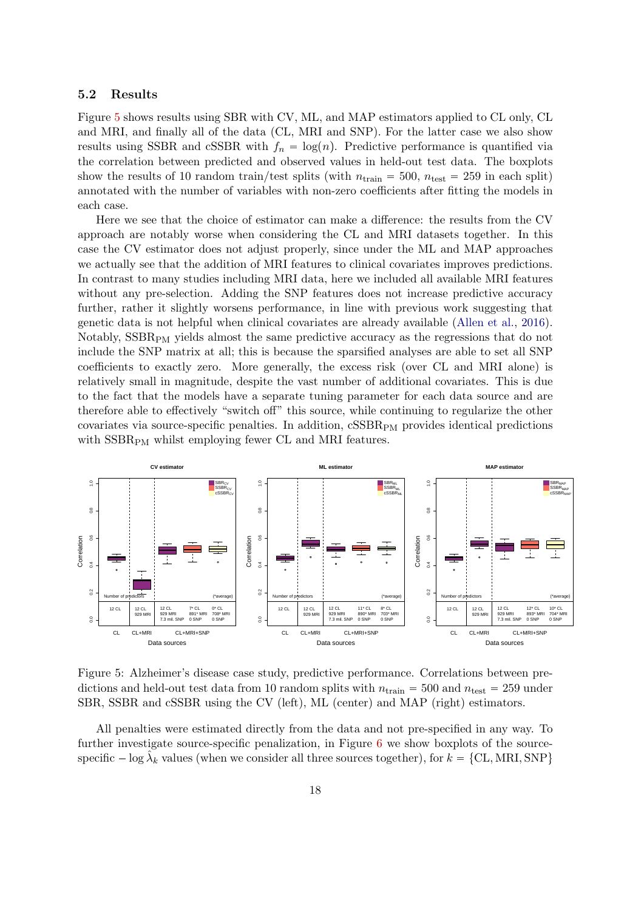### 5.2 Results

Figure 5 shows results using SBR with CV, ML, and MAP estimators applied to CL only, CL and MRI, and finally all of the data (CL, MRI and SNP). For the latter case we also show results using SSBR and cSSBR with $f_n = \log(n)$. Predictive performance is quantified via the correlation between predicted and observed values in held-out test data. The boxplots show the results of 10 random train/test splits (with $n_{\text{train}} = 500$, $n_{\text{test}} = 259$ in each split) annotated with the number of variables with non-zero coefficients after fitting the models in each case.

Here we see that the choice of estimator can make a difference: the results from the CV approach are notably worse when considering the CL and MRI datasets together. In this case the CV estimator does not adjust properly, since under the ML and MAP approaches we actually see that the addition of MRI features to clinical covariates improves predictions. In contrast to many studies including MRI data, here we included all available MRI features without any pre-selection. Adding the SNP features does not increase predictive accuracy further, rather it slightly worsens performance, in line with previous work suggesting that genetic data is not helpful when clinical covariates are already available (Allen et al., 2016). Notably, $\text{SSBR}_{\text{PM}}$ yields almost the same predictive accuracy as the regressions that do not include the SNP matrix at all; this is because the sparsified analyses are able to set all SNP coefficients to exactly zero. More generally, the excess risk (over CL and MRI alone) is relatively small in magnitude, despite the vast number of additional covariates. This is due to the fact that the models have a separate tuning parameter for each data source and are therefore able to effectively "switch off" this source, while continuing to regularize the other covariates via source-specific penalties. In addition, $\text{cSSBR}_{\text{PM}}$ provides identical predictions with $\text{SSBR}_{\text{PM}}$ whilst employing fewer CL and MRI features.

Figure 5: Alzheimer's disease case study, predictive performance. Correlations between predictions and held-out test data from 10 random splits with $n_{\text{train}} = 500$ and $n_{\text{test}} = 259$ under SBR, SSBR and cSSBR using the CV (left), ML (center) and MAP (right) estimators.

All penalties were estimated directly from the data and not pre-specified in any way. To further investigate source-specific penalization, in Figure 6 we show boxplots of the source-specific $-\log \hat{\lambda}_k$ values (when we consider all three sources together), for $k = \{\text{CL}, \text{MRI}, \text{SNP}\}$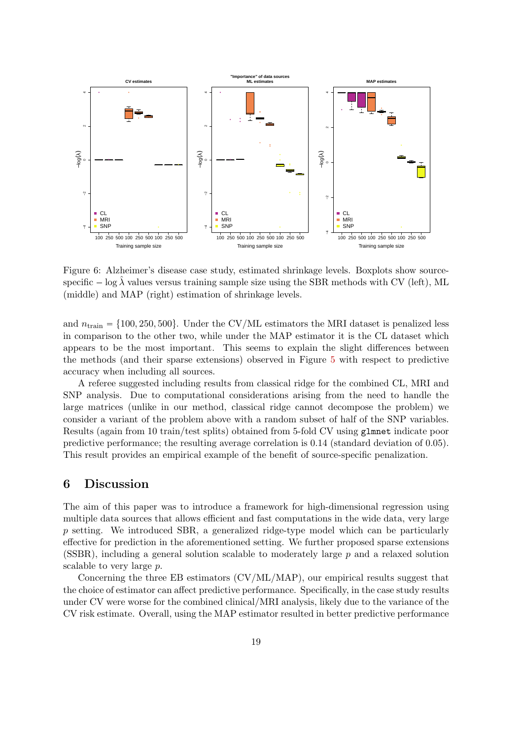Figure 6: Alzheimer's disease case study, estimated shrinkage levels. Boxplots show source-specific $-\log\hat{\lambda}$ values versus training sample size using the SBR methods with CV (left), ML (middle) and MAP (right) estimation of shrinkage levels.

and $n_{\text{train}} = \{100, 250, 500\}$. Under the CV/ML estimators the MRI dataset is penalized less in comparison to the other two, while under the MAP estimator it is the CL dataset which appears to be the most important. This seems to explain the slight differences between the methods (and their sparse extensions) observed in Figure 5 with respect to predictive accuracy when including all sources.

A referee suggested including results from classical ridge for the combined CL, MRI and SNP analysis. Due to computational considerations arising from the need to handle the large matrices (unlike in our method, classical ridge cannot decompose the problem) we consider a variant of the problem above with a random subset of half of the SNP variables. Results (again from 10 train/test splits) obtained from 5-fold CV using `glmnet` indicate poor predictive performance; the resulting average correlation is 0.14 (standard deviation of 0.05). This result provides an empirical example of the benefit of source-specific penalization.

## 6 Discussion

The aim of this paper was to introduce a framework for high-dimensional regression using multiple data sources that allows efficient and fast computations in the wide data, very large $p$ setting. We introduced SBR, a generalized ridge-type model which can be particularly effective for prediction in the aforementioned setting. We further proposed sparse extensions (SSBR), including a general solution scalable to moderately large $p$ and a relaxed solution scalable to very large $p$.

Concerning the three EB estimators (CV/ML/MAP), our empirical results suggest that the choice of estimator can affect predictive performance. Specifically, in the case study results under CV were worse for the combined clinical/MRI analysis, likely due to the variance of the CV risk estimate. Overall, using the MAP estimator resulted in better predictive performance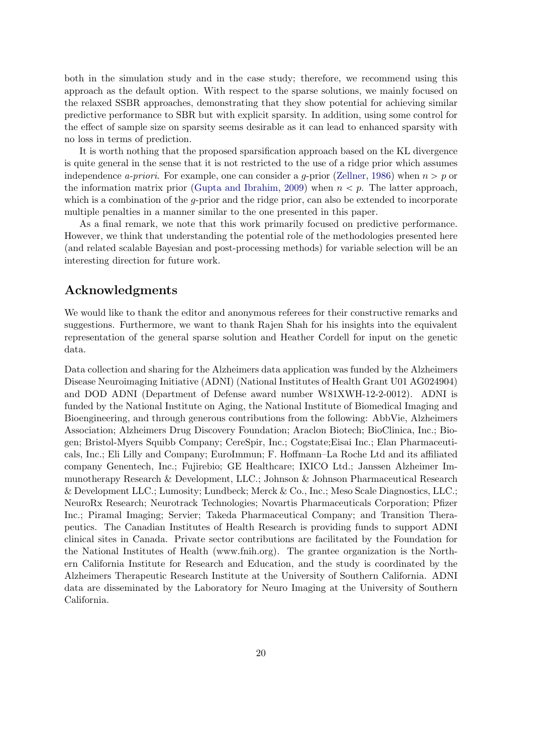both in the simulation study and in the case study; therefore, we recommend using this approach as the default option. With respect to the sparse solutions, we mainly focused on the relaxed SSBR approaches, demonstrating that they show potential for achieving similar predictive performance to SBR but with explicit sparsity. In addition, using some control for the effect of sample size on sparsity seems desirable as it can lead to enhanced sparsity with no loss in terms of prediction.

It is worth nothing that the proposed sparsification approach based on the KL divergence is quite general in the sense that it is not restricted to the use of a ridge prior which assumes independence *a-priori*. For example, one can consider a $g$-prior (Zellner, 1986) when $n > p$ or the information matrix prior (Gupta and Ibrahim, 2009) when $n < p$. The latter approach, which is a combination of the $g$-prior and the ridge prior, can also be extended to incorporate multiple penalties in a manner similar to the one presented in this paper.

As a final remark, we note that this work primarily focused on predictive performance. However, we think that understanding the potential role of the methodologies presented here (and related scalable Bayesian and post-processing methods) for variable selection will be an interesting direction for future work.

## Acknowledgments

We would like to thank the editor and anonymous referees for their constructive remarks and suggestions. Furthermore, we want to thank Rajen Shah for his insights into the equivalent representation of the general sparse solution and Heather Cordell for input on the genetic data.

Data collection and sharing for the Alzheimers data application was funded by the Alzheimers Disease Neuroimaging Initiative (ADNI) (National Institutes of Health Grant U01 AG024904) and DOD ADNI (Department of Defense award number W81XWH-12-2-0012). ADNI is funded by the National Institute on Aging, the National Institute of Biomedical Imaging and Bioengineering, and through generous contributions from the following: AbbVie, Alzheimers Association; Alzheimers Drug Discovery Foundation; Araclon Biotech; BioClinica, Inc.; Biogen; Bristol-Myers Squibb Company; CereSpir, Inc.; Cogstate;Eisai Inc.; Elan Pharmaceuticals, Inc.; Eli Lilly and Company; EuroImmun; F. Hoffmann–La Roche Ltd and its affiliated company Genentech, Inc.; Fujirebio; GE Healthcare; IXICO Ltd.; Janssen Alzheimer Immunotherapy Research & Development, LLC.; Johnson & Johnson Pharmaceutical Research & Development LLC.; Lumosity; Lundbeck; Merck & Co., Inc.; Meso Scale Diagnostics, LLC.; NeuroRx Research; Neurotrack Technologies; Novartis Pharmaceuticals Corporation; Pfizer Inc.; Piramal Imaging; Servier; Takeda Pharmaceutical Company; and Transition Therapeutics. The Canadian Institutes of Health Research is providing funds to support ADNI clinical sites in Canada. Private sector contributions are facilitated by the Foundation for the National Institutes of Health (www.fnih.org). The grantee organization is the Northern California Institute for Research and Education, and the study is coordinated by the Alzheimers Therapeutic Research Institute at the University of Southern California. ADNI data are disseminated by the Laboratory for Neuro Imaging at the University of Southern California.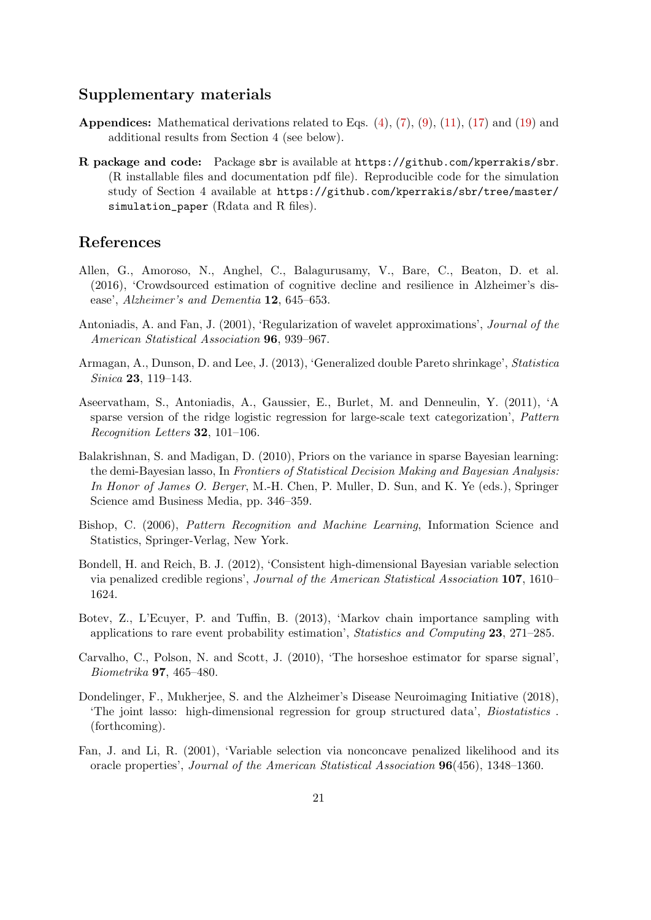## Supplementary materials

**Appendices:** Mathematical derivations related to Eqs. (4), (7), (9), (11), (17) and (19) and additional results from Section 4 (see below).

**R package and code:** Package `sbr` is available at `https://github.com/kperrakis/sbr`. (R installable files and documentation pdf file). Reproducible code for the simulation study of Section 4 available at `https://github.com/kperrakis/sbr/tree/master/simulation_paper` (Rdata and R files).

## References

Allen, G., Amoroso, N., Anghel, C., Balagurusamy, V., Bare, C., Beaton, D. et al. (2016), 'Crowdsourced estimation of cognitive decline and resilience in Alzheimer's disease', *Alzheimer's and Dementia* **12**, 645–653.

Antoniadis, A. and Fan, J. (2001), 'Regularization of wavelet approximations', *Journal of the American Statistical Association* **96**, 939–967.

Armagan, A., Dunson, D. and Lee, J. (2013), 'Generalized double Pareto shrinkage', *Statistica Sinica* **23**, 119–143.

Aseervatham, S., Antoniadis, A., Gaussier, E., Burlet, M. and Denneulin, Y. (2011), 'A sparse version of the ridge logistic regression for large-scale text categorization', *Pattern Recognition Letters* **32**, 101–106.

Balakrishnan, S. and Madigan, D. (2010), Priors on the variance in sparse Bayesian learning: the demi-Bayesian lasso, In *Frontiers of Statistical Decision Making and Bayesian Analysis: In Honor of James O. Berger*, M.-H. Chen, P. Muller, D. Sun, and K. Ye (eds.), Springer Science amd Business Media, pp. 346–359.

Bishop, C. (2006), *Pattern Recognition and Machine Learning*, Information Science and Statistics, Springer-Verlag, New York.

Bondell, H. and Reich, B. J. (2012), 'Consistent high-dimensional Bayesian variable selection via penalized credible regions', *Journal of the American Statistical Association* **107**, 1610–1624.

Botev, Z., L'Ecuyer, P. and Tuffin, B. (2013), 'Markov chain importance sampling with applications to rare event probability estimation', *Statistics and Computing* **23**, 271–285.

Carvalho, C., Polson, N. and Scott, J. (2010), 'The horseshoe estimator for sparse signal', *Biometrika* **97**, 465–480.

Dondelinger, F., Mukherjee, S. and the Alzheimer's Disease Neuroimaging Initiative (2018), 'The joint lasso: high-dimensional regression for group structured data', *Biostatistics* . (forthcoming).

Fan, J. and Li, R. (2001), 'Variable selection via nonconcave penalized likelihood and its oracle properties', *Journal of the American Statistical Association* **96**(456), 1348–1360.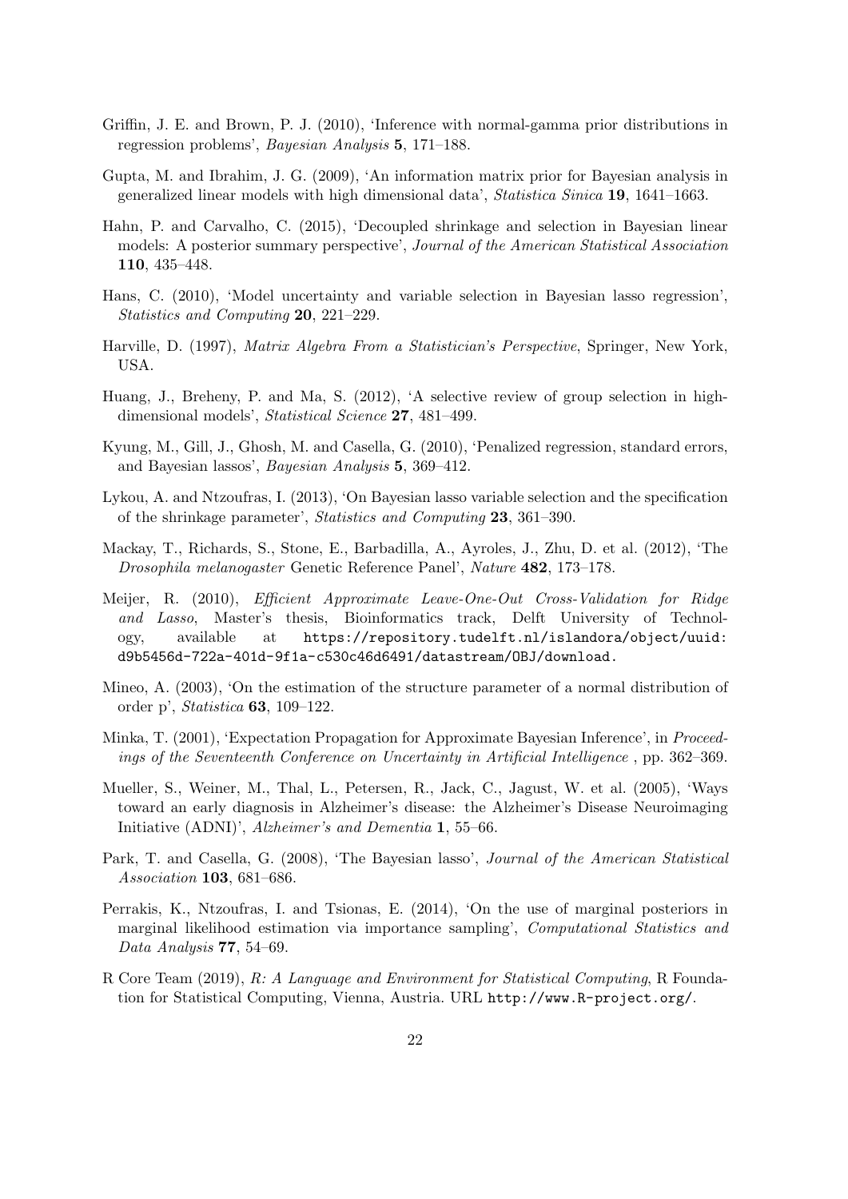Griffin, J. E. and Brown, P. J. (2010), 'Inference with normal-gamma prior distributions in regression problems', *Bayesian Analysis* **5**, 171–188.

Gupta, M. and Ibrahim, J. G. (2009), 'An information matrix prior for Bayesian analysis in generalized linear models with high dimensional data', *Statistica Sinica* **19**, 1641–1663.

Hahn, P. and Carvalho, C. (2015), 'Decoupled shrinkage and selection in Bayesian linear models: A posterior summary perspective', *Journal of the American Statistical Association* **110**, 435–448.

Hans, C. (2010), 'Model uncertainty and variable selection in Bayesian lasso regression', *Statistics and Computing* **20**, 221–229.

Harville, D. (1997), *Matrix Algebra From a Statistician's Perspective*, Springer, New York, USA.

Huang, J., Breheny, P. and Ma, S. (2012), 'A selective review of group selection in high-dimensional models', *Statistical Science* **27**, 481–499.

Kyung, M., Gill, J., Ghosh, M. and Casella, G. (2010), 'Penalized regression, standard errors, and Bayesian lassos', *Bayesian Analysis* **5**, 369–412.

Lykou, A. and Ntzoufras, I. (2013), 'On Bayesian lasso variable selection and the specification of the shrinkage parameter', *Statistics and Computing* **23**, 361–390.

Mackay, T., Richards, S., Stone, E., Barbadilla, A., Ayroles, J., Zhu, D. et al. (2012), 'The *Drosophila melanogaster* Genetic Reference Panel', *Nature* **482**, 173–178.

Meijer, R. (2010), *Efficient Approximate Leave-One-Out Cross-Validation for Ridge and Lasso*, Master's thesis, Bioinformatics track, Delft University of Technology, available at `https://repository.tudelft.nl/islandora/object/uuid:d9b5456d-722a-401d-9f1a-c530c46d6491/datastream/OBJ/download`.

Mineo, A. (2003), 'On the estimation of the structure parameter of a normal distribution of order p', *Statistica* **63**, 109–122.

Minka, T. (2001), 'Expectation Propagation for Approximate Bayesian Inference', in *Proceedings of the Seventeenth Conference on Uncertainty in Artificial Intelligence* , pp. 362–369.

Mueller, S., Weiner, M., Thal, L., Petersen, R., Jack, C., Jagust, W. et al. (2005), 'Ways toward an early diagnosis in Alzheimer's disease: the Alzheimer's Disease Neuroimaging Initiative (ADNI)', *Alzheimer's and Dementia* **1**, 55–66.

Park, T. and Casella, G. (2008), 'The Bayesian lasso', *Journal of the American Statistical Association* **103**, 681–686.

Perrakis, K., Ntzoufras, I. and Tsionas, E. (2014), 'On the use of marginal posteriors in marginal likelihood estimation via importance sampling', *Computational Statistics and Data Analysis* **77**, 54–69.

R Core Team (2019), *R: A Language and Environment for Statistical Computing*, R Foundation for Statistical Computing, Vienna, Austria. URL `http://www.R-project.org/`.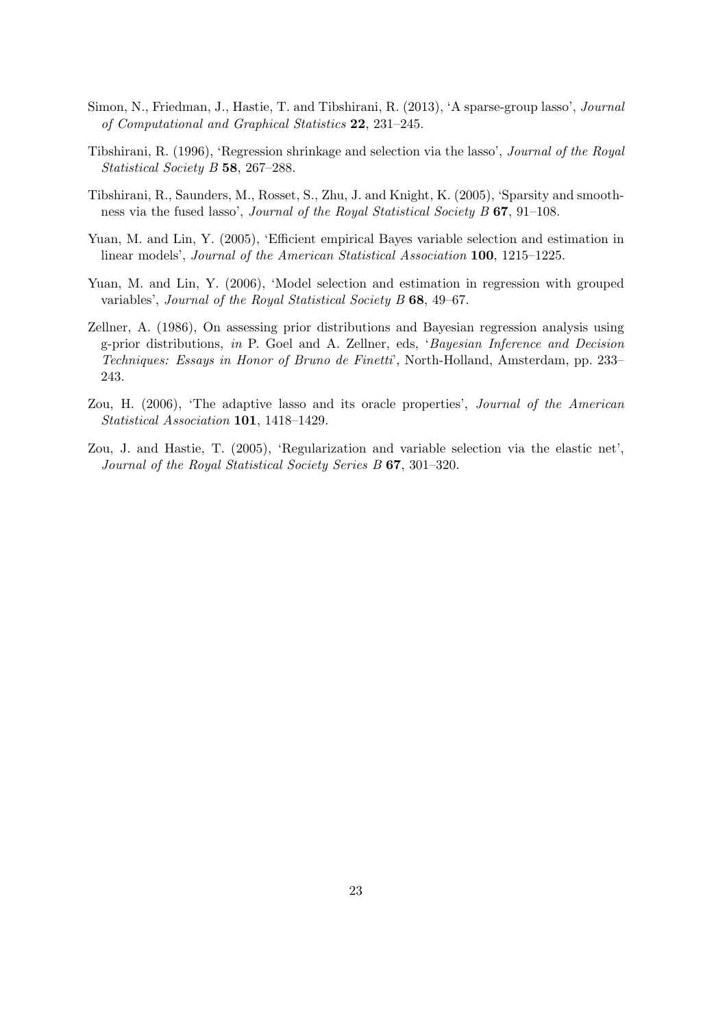Simon, N., Friedman, J., Hastie, T. and Tibshirani, R. (2013), 'A sparse-group lasso', *Journal of Computational and Graphical Statistics* **22**, 231–245.

Tibshirani, R. (1996), 'Regression shrinkage and selection via the lasso', *Journal of the Royal Statistical Society B* **58**, 267–288.

Tibshirani, R., Saunders, M., Rosset, S., Zhu, J. and Knight, K. (2005), 'Sparsity and smoothness via the fused lasso', *Journal of the Royal Statistical Society B* **67**, 91–108.

Yuan, M. and Lin, Y. (2005), 'Efficient empirical Bayes variable selection and estimation in linear models', *Journal of the American Statistical Association* **100**, 1215–1225.

Yuan, M. and Lin, Y. (2006), 'Model selection and estimation in regression with grouped variables', *Journal of the Royal Statistical Society B* **68**, 49–67.

Zellner, A. (1986), On assessing prior distributions and Bayesian regression analysis using g-prior distributions, *in* P. Goel and A. Zellner, eds, '*Bayesian Inference and Decision Techniques: Essays in Honor of Bruno de Finetti*', North-Holland, Amsterdam, pp. 233–243.

Zou, H. (2006), 'The adaptive lasso and its oracle properties', *Journal of the American Statistical Association* **101**, 1418–1429.

Zou, J. and Hastie, T. (2005), 'Regularization and variable selection via the elastic net', *Journal of the Royal Statistical Society Series B* **67**, 301–320.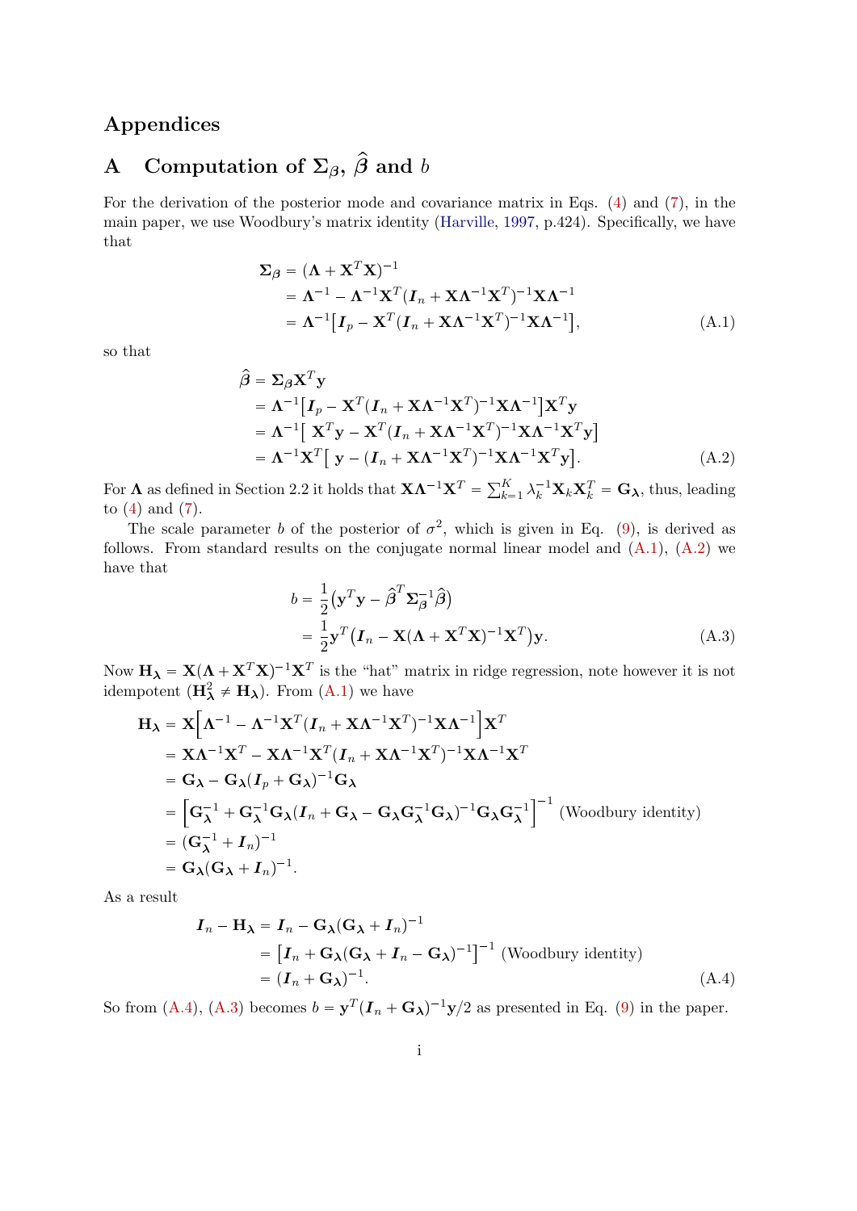# Appendices

## A Computation of $\boldsymbol{\Sigma}_{\boldsymbol{\beta}}$, $\widehat{\boldsymbol{\beta}}$ and $b$

For the derivation of the posterior mode and covariance matrix in Eqs. (4) and (7), in the main paper, we use Woodbury's matrix identity (Harville, 1997, p.424). Specifically, we have that

$$
\begin{aligned}
\boldsymbol{\Sigma}_{\boldsymbol{\beta}} &= (\boldsymbol{\Lambda} + \mathbf{X}^T\mathbf{X})^{-1} \\
&= \boldsymbol{\Lambda}^{-1} - \boldsymbol{\Lambda}^{-1}\mathbf{X}^T(\boldsymbol{I}_n + \mathbf{X}\boldsymbol{\Lambda}^{-1}\mathbf{X}^T)^{-1}\mathbf{X}\boldsymbol{\Lambda}^{-1} \\
&= \boldsymbol{\Lambda}^{-1}\big[\boldsymbol{I}_p - \mathbf{X}^T(\boldsymbol{I}_n + \mathbf{X}\boldsymbol{\Lambda}^{-1}\mathbf{X}^T)^{-1}\mathbf{X}\boldsymbol{\Lambda}^{-1}\big], \qquad \text{(A.1)}
\end{aligned}
$$

so that

$$
\begin{aligned}
\widehat{\boldsymbol{\beta}} &= \boldsymbol{\Sigma}_{\boldsymbol{\beta}}\mathbf{X}^T\mathbf{y} \\
&= \boldsymbol{\Lambda}^{-1}\big[\boldsymbol{I}_p - \mathbf{X}^T(\boldsymbol{I}_n + \mathbf{X}\boldsymbol{\Lambda}^{-1}\mathbf{X}^T)^{-1}\mathbf{X}\boldsymbol{\Lambda}^{-1}\big]\mathbf{X}^T\mathbf{y} \\
&= \boldsymbol{\Lambda}^{-1}\big[\ \mathbf{X}^T\mathbf{y} - \mathbf{X}^T(\boldsymbol{I}_n + \mathbf{X}\boldsymbol{\Lambda}^{-1}\mathbf{X}^T)^{-1}\mathbf{X}\boldsymbol{\Lambda}^{-1}\mathbf{X}^T\mathbf{y}\big] \\
&= \boldsymbol{\Lambda}^{-1}\mathbf{X}^T\big[\ \mathbf{y} - (\boldsymbol{I}_n + \mathbf{X}\boldsymbol{\Lambda}^{-1}\mathbf{X}^T)^{-1}\mathbf{X}\boldsymbol{\Lambda}^{-1}\mathbf{X}^T\mathbf{y}\big]. \qquad \text{(A.2)}
\end{aligned}
$$

For $\boldsymbol{\Lambda}$ as defined in Section 2.2 it holds that $\mathbf{X}\boldsymbol{\Lambda}^{-1}\mathbf{X}^T = \sum_{k=1}^{K} \lambda_k^{-1}\mathbf{X}_k\mathbf{X}_k^T = \mathbf{G}_{\boldsymbol{\lambda}}$, thus, leading to (4) and (7).

The scale parameter $b$ of the posterior of $\sigma^2$, which is given in Eq. (9), is derived as follows. From standard results on the conjugate normal linear model and (A.1), (A.2) we have that

$$
\begin{aligned}
b &= \frac{1}{2}\big(\mathbf{y}^T\mathbf{y} - \widehat{\boldsymbol{\beta}}^T\boldsymbol{\Sigma}_{\boldsymbol{\beta}}^{-1}\widehat{\boldsymbol{\beta}}\big) \\
&= \frac{1}{2}\mathbf{y}^T\big(\boldsymbol{I}_n - \mathbf{X}(\boldsymbol{\Lambda} + \mathbf{X}^T\mathbf{X})^{-1}\mathbf{X}^T\big)\mathbf{y}. \qquad \text{(A.3)}
\end{aligned}
$$

Now $\mathbf{H}_{\boldsymbol{\lambda}} = \mathbf{X}(\boldsymbol{\Lambda} + \mathbf{X}^T\mathbf{X})^{-1}\mathbf{X}^T$ is the "hat" matrix in ridge regression, note however it is not idempotent ($\mathbf{H}_{\boldsymbol{\lambda}}^2 \neq \mathbf{H}_{\boldsymbol{\lambda}}$). From (A.1) we have

$$
\begin{aligned}
\mathbf{H}_{\boldsymbol{\lambda}} &= \mathbf{X}\Big[\boldsymbol{\Lambda}^{-1} - \boldsymbol{\Lambda}^{-1}\mathbf{X}^T(\boldsymbol{I}_n + \mathbf{X}\boldsymbol{\Lambda}^{-1}\mathbf{X}^T)^{-1}\mathbf{X}\boldsymbol{\Lambda}^{-1}\Big]\mathbf{X}^T \\
&= \mathbf{X}\boldsymbol{\Lambda}^{-1}\mathbf{X}^T - \mathbf{X}\boldsymbol{\Lambda}^{-1}\mathbf{X}^T(\boldsymbol{I}_n + \mathbf{X}\boldsymbol{\Lambda}^{-1}\mathbf{X}^T)^{-1}\mathbf{X}\boldsymbol{\Lambda}^{-1}\mathbf{X}^T \\
&= \mathbf{G}_{\boldsymbol{\lambda}} - \mathbf{G}_{\boldsymbol{\lambda}}(\boldsymbol{I}_p + \mathbf{G}_{\boldsymbol{\lambda}})^{-1}\mathbf{G}_{\boldsymbol{\lambda}} \\
&= \Big[\mathbf{G}_{\boldsymbol{\lambda}}^{-1} + \mathbf{G}_{\boldsymbol{\lambda}}^{-1}\mathbf{G}_{\boldsymbol{\lambda}}(\boldsymbol{I}_n + \mathbf{G}_{\boldsymbol{\lambda}} - \mathbf{G}_{\boldsymbol{\lambda}}\mathbf{G}_{\boldsymbol{\lambda}}^{-1}\mathbf{G}_{\boldsymbol{\lambda}})^{-1}\mathbf{G}_{\boldsymbol{\lambda}}\mathbf{G}_{\boldsymbol{\lambda}}^{-1}\Big]^{-1} \text{ (Woodbury identity)} \\
&= (\mathbf{G}_{\boldsymbol{\lambda}}^{-1} + \boldsymbol{I}_n)^{-1} \\
&= \mathbf{G}_{\boldsymbol{\lambda}}(\mathbf{G}_{\boldsymbol{\lambda}} + \boldsymbol{I}_n)^{-1}.
\end{aligned}
$$

As a result

$$
\begin{aligned}
\boldsymbol{I}_n - \mathbf{H}_{\boldsymbol{\lambda}} &= \boldsymbol{I}_n - \mathbf{G}_{\boldsymbol{\lambda}}(\mathbf{G}_{\boldsymbol{\lambda}} + \boldsymbol{I}_n)^{-1} \\
&= \big[\boldsymbol{I}_n + \mathbf{G}_{\boldsymbol{\lambda}}(\mathbf{G}_{\boldsymbol{\lambda}} + \boldsymbol{I}_n - \mathbf{G}_{\boldsymbol{\lambda}})^{-1}\big]^{-1} \text{ (Woodbury identity)} \\
&= (\boldsymbol{I}_n + \mathbf{G}_{\boldsymbol{\lambda}})^{-1}. \qquad \text{(A.4)}
\end{aligned}
$$

So from (A.4), (A.3) becomes $b = \mathbf{y}^T(\boldsymbol{I}_n + \mathbf{G}_{\boldsymbol{\lambda}})^{-1}\mathbf{y}/2$ as presented in Eq. (9) in the paper.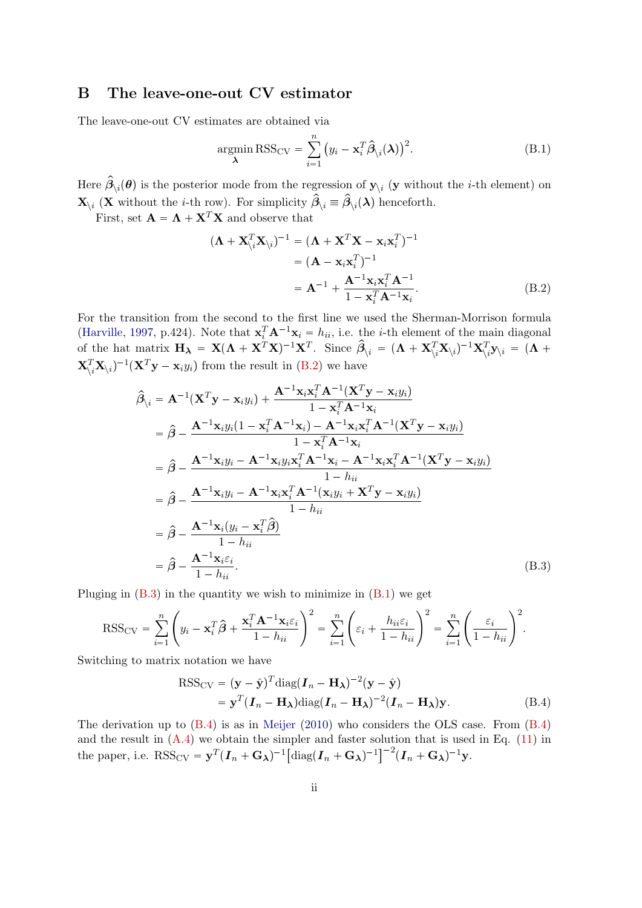## B The leave-one-out CV estimator

The leave-one-out CV estimates are obtained via

$$\underset{\boldsymbol{\lambda}}{\operatorname{argmin}}\, \mathrm{RSS}_{\mathrm{CV}} = \sum_{i=1}^{n} \big(y_i - \mathbf{x}_i^T \widehat{\boldsymbol{\beta}}_{\setminus i}(\boldsymbol{\lambda})\big)^2. \tag{B.1}$$

Here $\widehat{\boldsymbol{\beta}}_{\setminus i}(\boldsymbol{\theta})$ is the posterior mode from the regression of $\mathbf{y}_{\setminus i}$ ($\mathbf{y}$ without the $i$-th element) on $\mathbf{X}_{\setminus i}$ ($\mathbf{X}$ without the $i$-th row). For simplicity $\widehat{\boldsymbol{\beta}}_{\setminus i} \equiv \widehat{\boldsymbol{\beta}}_{\setminus i}(\boldsymbol{\lambda})$ henceforth.

First, set $\mathbf{A} = \boldsymbol{\Lambda} + \mathbf{X}^T\mathbf{X}$ and observe that

$$\begin{aligned}
(\boldsymbol{\Lambda} + \mathbf{X}_{\setminus i}^T \mathbf{X}_{\setminus i})^{-1} &= (\boldsymbol{\Lambda} + \mathbf{X}^T\mathbf{X} - \mathbf{x}_i\mathbf{x}_i^T)^{-1} \\
&= (\mathbf{A} - \mathbf{x}_i\mathbf{x}_i^T)^{-1} \\
&= \mathbf{A}^{-1} + \frac{\mathbf{A}^{-1}\mathbf{x}_i\mathbf{x}_i^T\mathbf{A}^{-1}}{1 - \mathbf{x}_i^T\mathbf{A}^{-1}\mathbf{x}_i}.
\end{aligned} \tag{B.2}$$

For the transition from the second to the first line we used the Sherman-Morrison formula (Harville, 1997, p.424). Note that $\mathbf{x}_i^T\mathbf{A}^{-1}\mathbf{x}_i = h_{ii}$, i.e. the $i$-th element of the main diagonal of the hat matrix $\mathbf{H}_{\boldsymbol{\lambda}} = \mathbf{X}(\boldsymbol{\Lambda} + \mathbf{X}^T\mathbf{X})^{-1}\mathbf{X}^T$. Since $\widehat{\boldsymbol{\beta}}_{\setminus i} = (\boldsymbol{\Lambda} + \mathbf{X}_{\setminus i}^T\mathbf{X}_{\setminus i})^{-1}\mathbf{X}_{\setminus i}^T\mathbf{y}_{\setminus i} = (\boldsymbol{\Lambda} + \mathbf{X}_{\setminus i}^T\mathbf{X}_{\setminus i})^{-1}(\mathbf{X}^T\mathbf{y} - \mathbf{x}_i y_i)$ from the result in (B.2) we have

$$\begin{aligned}
\widehat{\boldsymbol{\beta}}_{\setminus i} &= \mathbf{A}^{-1}(\mathbf{X}^T\mathbf{y} - \mathbf{x}_i y_i) + \frac{\mathbf{A}^{-1}\mathbf{x}_i\mathbf{x}_i^T\mathbf{A}^{-1}(\mathbf{X}^T\mathbf{y} - \mathbf{x}_i y_i)}{1 - \mathbf{x}_i^T\mathbf{A}^{-1}\mathbf{x}_i} \\
&= \widehat{\boldsymbol{\beta}} - \frac{\mathbf{A}^{-1}\mathbf{x}_i y_i(1 - \mathbf{x}_i^T\mathbf{A}^{-1}\mathbf{x}_i) - \mathbf{A}^{-1}\mathbf{x}_i\mathbf{x}_i^T\mathbf{A}^{-1}(\mathbf{X}^T\mathbf{y} - \mathbf{x}_i y_i)}{1 - \mathbf{x}_i^T\mathbf{A}^{-1}\mathbf{x}_i} \\
&= \widehat{\boldsymbol{\beta}} - \frac{\mathbf{A}^{-1}\mathbf{x}_i y_i - \mathbf{A}^{-1}\mathbf{x}_i y_i\mathbf{x}_i^T\mathbf{A}^{-1}\mathbf{x}_i - \mathbf{A}^{-1}\mathbf{x}_i\mathbf{x}_i^T\mathbf{A}^{-1}(\mathbf{X}^T\mathbf{y} - \mathbf{x}_i y_i)}{1 - h_{ii}} \\
&= \widehat{\boldsymbol{\beta}} - \frac{\mathbf{A}^{-1}\mathbf{x}_i y_i - \mathbf{A}^{-1}\mathbf{x}_i\mathbf{x}_i^T\mathbf{A}^{-1}(\mathbf{x}_i y_i + \mathbf{X}^T\mathbf{y} - \mathbf{x}_i y_i)}{1 - h_{ii}} \\
&= \widehat{\boldsymbol{\beta}} - \frac{\mathbf{A}^{-1}\mathbf{x}_i(y_i - \mathbf{x}_i^T\widehat{\boldsymbol{\beta}})}{1 - h_{ii}} \\
&= \widehat{\boldsymbol{\beta}} - \frac{\mathbf{A}^{-1}\mathbf{x}_i\varepsilon_i}{1 - h_{ii}}.
\end{aligned} \tag{B.3}$$

Pluging in (B.3) in the quantity we wish to minimize in (B.1) we get

$$\mathrm{RSS}_{\mathrm{CV}} = \sum_{i=1}^{n}\left(y_i - \mathbf{x}_i^T\widehat{\boldsymbol{\beta}} + \frac{\mathbf{x}_i^T\mathbf{A}^{-1}\mathbf{x}_i\varepsilon_i}{1 - h_{ii}}\right)^2 = \sum_{i=1}^{n}\left(\varepsilon_i + \frac{h_{ii}\varepsilon_i}{1 - h_{ii}}\right)^2 = \sum_{i=1}^{n}\left(\frac{\varepsilon_i}{1 - h_{ii}}\right)^2.$$

Switching to matrix notation we have

$$\begin{aligned}
\mathrm{RSS}_{\mathrm{CV}} &= (\mathbf{y} - \hat{\mathbf{y}})^T \mathrm{diag}(\boldsymbol{I}_n - \mathbf{H}_{\boldsymbol{\lambda}})^{-2}(\mathbf{y} - \hat{\mathbf{y}}) \\
&= \mathbf{y}^T(\boldsymbol{I}_n - \mathbf{H}_{\boldsymbol{\lambda}})\mathrm{diag}(\boldsymbol{I}_n - \mathbf{H}_{\boldsymbol{\lambda}})^{-2}(\boldsymbol{I}_n - \mathbf{H}_{\boldsymbol{\lambda}})\mathbf{y}.
\end{aligned} \tag{B.4}$$

The derivation up to (B.4) is as in Meijer (2010) who considers the OLS case. From (B.4) and the result in (A.4) we obtain the simpler and faster solution that is used in Eq. (11) in the paper, i.e. $\mathrm{RSS}_{\mathrm{CV}} = \mathbf{y}^T(\boldsymbol{I}_n + \mathbf{G}_{\boldsymbol{\lambda}})^{-1}\big[\mathrm{diag}(\boldsymbol{I}_n + \mathbf{G}_{\boldsymbol{\lambda}})^{-1}\big]^{-2}(\boldsymbol{I}_n + \mathbf{G}_{\boldsymbol{\lambda}})^{-1}\mathbf{y}$.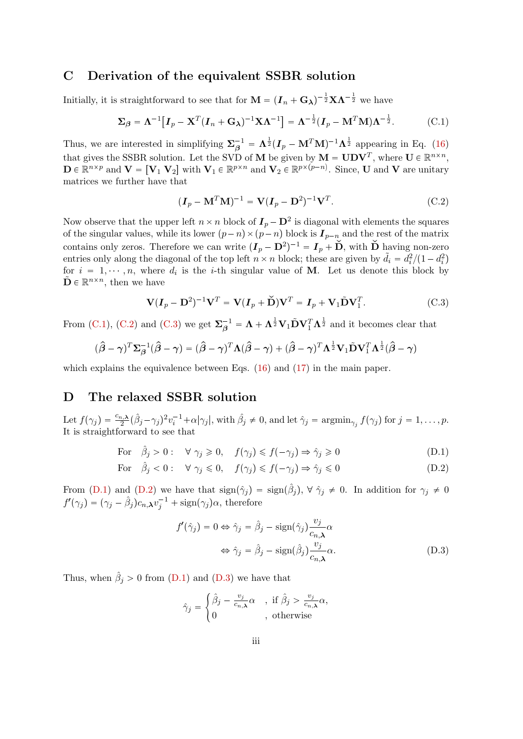## C Derivation of the equivalent SSBR solution

Initially, it is straightforward to see that for $\mathbf{M} = (\boldsymbol{I}_n + \mathbf{G}_{\boldsymbol{\lambda}})^{-\frac{1}{2}}\mathbf{X}\boldsymbol{\Lambda}^{-\frac{1}{2}}$ we have

$$\boldsymbol{\Sigma}_{\boldsymbol{\beta}} = \boldsymbol{\Lambda}^{-1}\big[\boldsymbol{I}_p - \mathbf{X}^T(\boldsymbol{I}_n + \mathbf{G}_{\boldsymbol{\lambda}})^{-1}\mathbf{X}\boldsymbol{\Lambda}^{-1}\big] = \boldsymbol{\Lambda}^{-\frac{1}{2}}(\boldsymbol{I}_p - \mathbf{M}^T\mathbf{M})\boldsymbol{\Lambda}^{-\frac{1}{2}}. \tag{C.1}$$

Thus, we are interested in simplifying $\boldsymbol{\Sigma}_{\boldsymbol{\beta}}^{-1} = \boldsymbol{\Lambda}^{\frac{1}{2}}(\boldsymbol{I}_p - \mathbf{M}^T\mathbf{M})^{-1}\boldsymbol{\Lambda}^{\frac{1}{2}}$ appearing in Eq. (16) that gives the SSBR solution. Let the SVD of $\mathbf{M}$ be given by $\mathbf{M} = \mathbf{U}\mathbf{D}\mathbf{V}^T$, where $\mathbf{U} \in \mathbb{R}^{n\times n}$, $\mathbf{D} \in \mathbb{R}^{n\times p}$ and $\mathbf{V} = [\mathbf{V}_1\ \mathbf{V}_2]$ with $\mathbf{V}_1 \in \mathbb{R}^{p\times n}$ and $\mathbf{V}_2 \in \mathbb{R}^{p\times(p-n)}$. Since, $\mathbf{U}$ and $\mathbf{V}$ are unitary matrices we further have that

$$(\boldsymbol{I}_p - \mathbf{M}^T\mathbf{M})^{-1} = \mathbf{V}(\boldsymbol{I}_p - \mathbf{D}^2)^{-1}\mathbf{V}^T. \tag{C.2}$$

Now observe that the upper left $n \times n$ block of $\boldsymbol{I}_p - \mathbf{D}^2$ is diagonal with elements the squares of the singular values, while its lower $(p-n)\times(p-n)$ block is $\boldsymbol{I}_{p-n}$ and the rest of the matrix contains only zeros. Therefore we can write $(\boldsymbol{I}_p - \mathbf{D}^2)^{-1} = \boldsymbol{I}_p + \check{\mathbf{D}}$, with $\check{\mathbf{D}}$ having non-zero entries only along the diagonal of the top left $n \times n$ block; these are given by $\tilde{d}_i = d_i^2/(1-d_i^2)$ for $i = 1, \cdots, n$, where $d_i$ is the $i$-th singular value of $\mathbf{M}$. Let us denote this block by $\tilde{\mathbf{D}} \in \mathbb{R}^{n\times n}$, then we have

$$\mathbf{V}(\boldsymbol{I}_p - \mathbf{D}^2)^{-1}\mathbf{V}^T = \mathbf{V}(\boldsymbol{I}_p + \check{\mathbf{D}})\mathbf{V}^T = \boldsymbol{I}_p + \mathbf{V}_1\tilde{\mathbf{D}}\mathbf{V}_1^T. \tag{C.3}$$

From (C.1), (C.2) and (C.3) we get $\boldsymbol{\Sigma}_{\boldsymbol{\beta}}^{-1} = \boldsymbol{\Lambda} + \boldsymbol{\Lambda}^{\frac{1}{2}}\mathbf{V}_1\tilde{\mathbf{D}}\mathbf{V}_1^T\boldsymbol{\Lambda}^{\frac{1}{2}}$ and it becomes clear that

$$(\hat{\boldsymbol{\beta}} - \boldsymbol{\gamma})^T\boldsymbol{\Sigma}_{\boldsymbol{\beta}}^{-1}(\hat{\boldsymbol{\beta}} - \boldsymbol{\gamma}) = (\hat{\boldsymbol{\beta}} - \boldsymbol{\gamma})^T\boldsymbol{\Lambda}(\hat{\boldsymbol{\beta}} - \boldsymbol{\gamma}) + (\hat{\boldsymbol{\beta}} - \boldsymbol{\gamma})^T\boldsymbol{\Lambda}^{\frac{1}{2}}\mathbf{V}_1\tilde{\mathbf{D}}\mathbf{V}_1^T\boldsymbol{\Lambda}^{\frac{1}{2}}(\hat{\boldsymbol{\beta}} - \boldsymbol{\gamma})$$

which explains the equivalence between Eqs. (16) and (17) in the main paper.

## D The relaxed SSBR solution

Let $f(\gamma_j) = \frac{c_{n,\boldsymbol{\lambda}}}{2}(\hat{\beta}_j - \gamma_j)^2 v_i^{-1} + \alpha|\gamma_j|$, with $\hat{\beta}_j \neq 0$, and let $\hat{\gamma}_j = \operatorname{argmin}_{\gamma_j} f(\gamma_j)$ for $j = 1, \ldots, p$. It is straightforward to see that

$$\text{For} \quad \hat{\beta}_j > 0: \quad \forall\ \gamma_j \geqslant 0, \quad f(\gamma_j) \leqslant f(-\gamma_j) \Rightarrow \hat{\gamma}_j \geqslant 0 \tag{D.1}$$

$$\text{For} \quad \hat{\beta}_j < 0: \quad \forall\ \gamma_j \leqslant 0, \quad f(\gamma_j) \leqslant f(-\gamma_j) \Rightarrow \hat{\gamma}_j \leqslant 0 \tag{D.2}$$

From (D.1) and (D.2) we have that $\operatorname{sign}(\hat{\gamma}_j) = \operatorname{sign}(\hat{\beta}_j)$, $\forall\ \hat{\gamma}_j \neq 0$. In addition for $\gamma_j \neq 0$ $f'(\gamma_j) = (\gamma_j - \hat{\beta}_j)c_{n,\boldsymbol{\lambda}}v_j^{-1} + \operatorname{sign}(\gamma_j)\alpha$, therefore

$$\begin{aligned} f'(\hat{\gamma}_j) = 0 &\Leftrightarrow \hat{\gamma}_j = \hat{\beta}_j - \operatorname{sign}(\hat{\gamma}_j)\frac{v_j}{c_{n,\boldsymbol{\lambda}}}\alpha \\ &\Leftrightarrow \hat{\gamma}_j = \hat{\beta}_j - \operatorname{sign}(\hat{\beta}_j)\frac{v_j}{c_{n,\boldsymbol{\lambda}}}\alpha. \end{aligned} \tag{D.3}$$

Thus, when $\hat{\beta}_j > 0$ from (D.1) and (D.3) we have that

$$\hat{\gamma}_j = \begin{cases} \hat{\beta}_j - \frac{v_j}{c_{n,\boldsymbol{\lambda}}}\alpha & , \text{ if } \hat{\beta}_j > \frac{v_j}{c_{n,\boldsymbol{\lambda}}}\alpha, \\ 0 & , \text{ otherwise} \end{cases}$$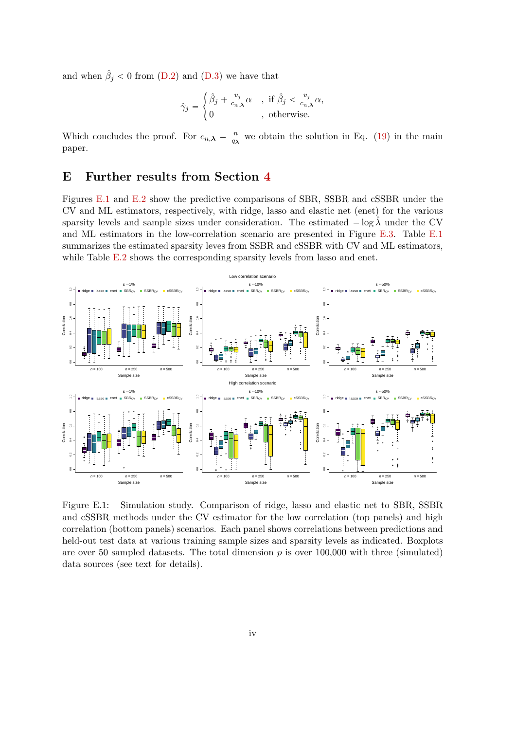and when $\hat{\beta}_j < 0$ from (D.2) and (D.3) we have that

$$\hat{\gamma}_j = \begin{cases} \hat{\beta}_j + \frac{v_j}{c_{n,\boldsymbol{\lambda}}}\alpha & , \text{ if } \hat{\beta}_j < \frac{v_j}{c_{n,\boldsymbol{\lambda}}}\alpha, \\ 0 & , \text{ otherwise.} \end{cases}$$

Which concludes the proof. For $c_{n,\boldsymbol{\lambda}} = \frac{n}{q_{\boldsymbol{\lambda}}}$ we obtain the solution in Eq. (19) in the main paper.

# E Further results from Section 4

Figures E.1 and E.2 show the predictive comparisons of SBR, SSBR and cSSBR under the CV and ML estimators, respectively, with ridge, lasso and elastic net (enet) for the various sparsity levels and sample sizes under consideration. The estimated $-\log\hat{\lambda}$ under the CV and ML estimators in the low-correlation scenario are presented in Figure E.3. Table E.1 summarizes the estimated sparsity leves from SSBR and cSSBR with CV and ML estimators, while Table E.2 shows the corresponding sparsity levels from lasso and enet.

Figure E.1: Simulation study. Comparison of ridge, lasso and elastic net to SBR, SSBR and cSSBR methods under the CV estimator for the low correlation (top panels) and high correlation (bottom panels) scenarios. Each panel shows correlations between predictions and held-out test data at various training sample sizes and sparsity levels as indicated. Boxplots are over 50 sampled datasets. The total dimension $p$ is over 100,000 with three (simulated) data sources (see text for details).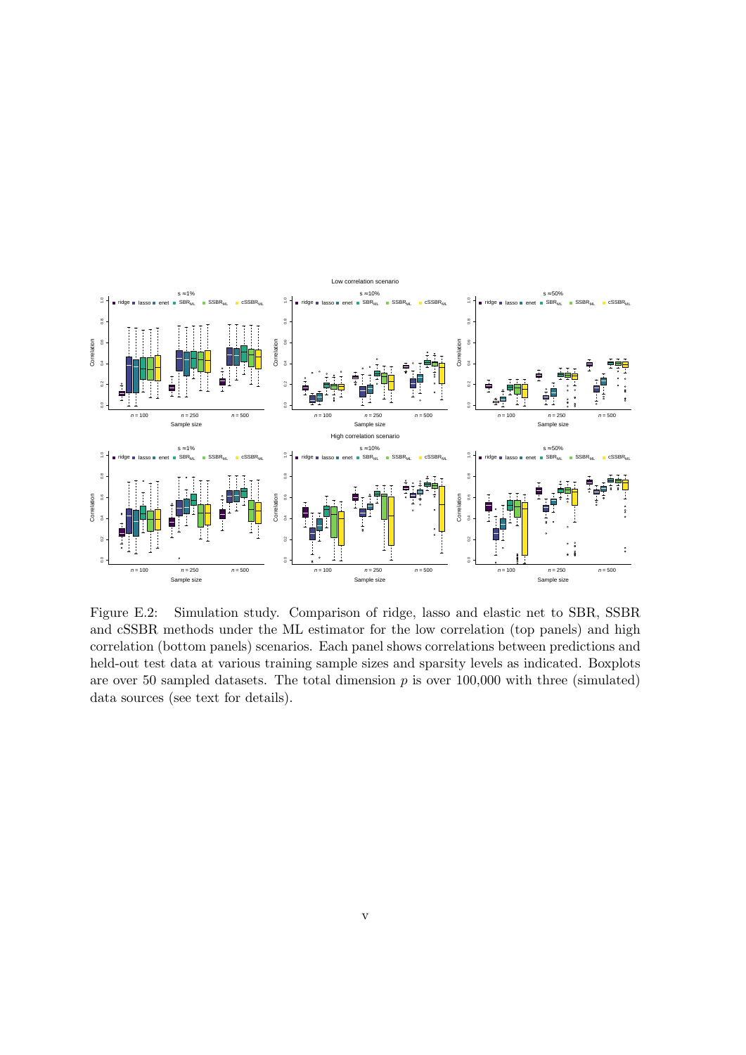Figure E.2: Simulation study. Comparison of ridge, lasso and elastic net to SBR, SSBR and cSSBR methods under the ML estimator for the low correlation (top panels) and high correlation (bottom panels) scenarios. Each panel shows correlations between predictions and held-out test data at various training sample sizes and sparsity levels as indicated. Boxplots are over 50 sampled datasets. The total dimension $p$ is over 100,000 with three (simulated) data sources (see text for details).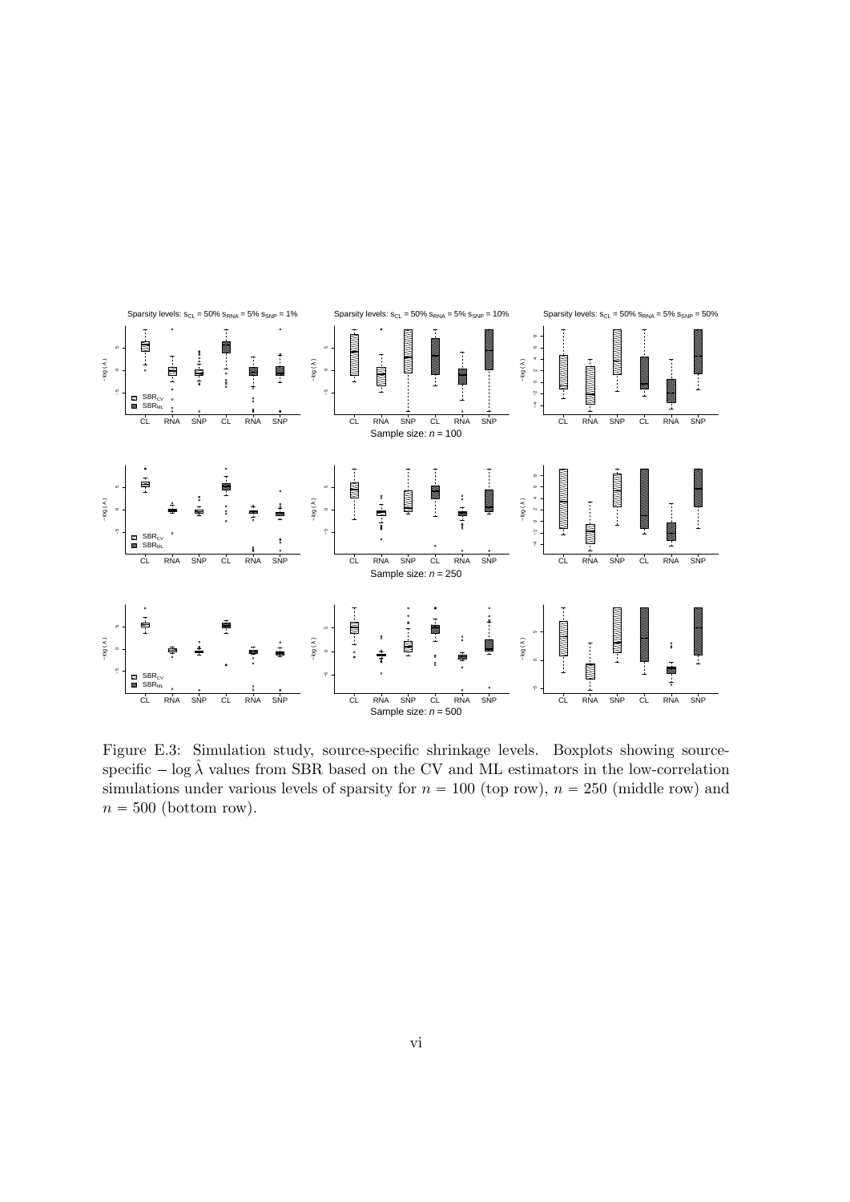Figure E.3: Simulation study, source-specific shrinkage levels. Boxplots showing source-specific $-\log \hat{\lambda}$ values from SBR based on the CV and ML estimators in the low-correlation simulations under various levels of sparsity for $n = 100$ (top row), $n = 250$ (middle row) and $n = 500$ (bottom row).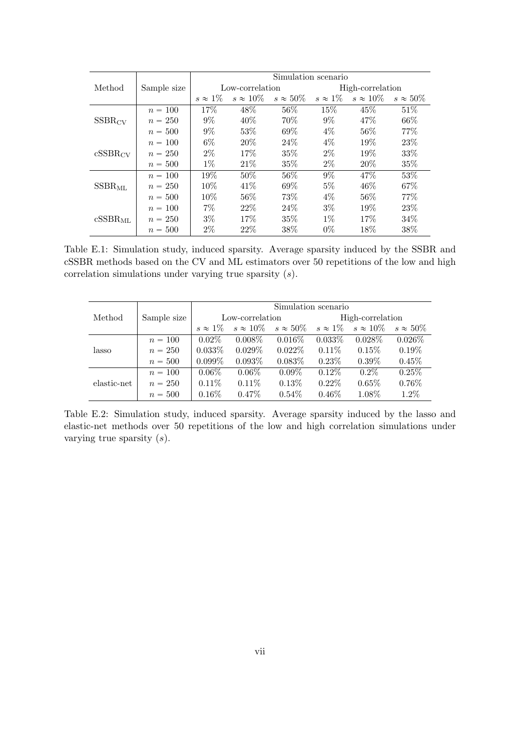| Method | Sample size | Simulation scenario | | | | | |
|---|---|---|---|---|---|---|---|
| | | Low-correlation | | | High-correlation | | |
| | | $s \approx 1\%$ | $s \approx 10\%$ | $s \approx 50\%$ | $s \approx 1\%$ | $s \approx 10\%$ | $s \approx 50\%$ |
| $\text{SSBR}_{\text{CV}}$ | $n = 100$ | 17% | 48% | 56% | 15% | 45% | 51% |
| | $n = 250$ | 9% | 40% | 70% | 9% | 47% | 66% |
| | $n = 500$ | 9% | 53% | 69% | 4% | 56% | 77% |
| $\text{cSSBR}_{\text{CV}}$ | $n = 100$ | 6% | 20% | 24% | 4% | 19% | 23% |
| | $n = 250$ | 2% | 17% | 35% | 2% | 19% | 33% |
| | $n = 500$ | 1% | 21% | 35% | 2% | 20% | 35% |
| $\text{SSBR}_{\text{ML}}$ | $n = 100$ | 19% | 50% | 56% | 9% | 47% | 53% |
| | $n = 250$ | 10% | 41% | 69% | 5% | 46% | 67% |
| | $n = 500$ | 10% | 56% | 73% | 4% | 56% | 77% |
| $\text{cSSBR}_{\text{ML}}$ | $n = 100$ | 7% | 22% | 24% | 3% | 19% | 23% |
| | $n = 250$ | 3% | 17% | 35% | 1% | 17% | 34% |
| | $n = 500$ | 2% | 22% | 38% | 0% | 18% | 38% |

Table E.1: Simulation study, induced sparsity. Average sparsity induced by the SSBR and cSSBR methods based on the CV and ML estimators over 50 repetitions of the low and high correlation simulations under varying true sparsity ($s$).

| Method | Sample size | Simulation scenario | | | | | |
|---|---|---|---|---|---|---|---|
| | | Low-correlation | | | High-correlation | | |
| | | $s \approx 1\%$ | $s \approx 10\%$ | $s \approx 50\%$ | $s \approx 1\%$ | $s \approx 10\%$ | $s \approx 50\%$ |
| lasso | $n = 100$ | 0.02% | 0.008% | 0.016% | 0.033% | 0.028% | 0.026% |
| | $n = 250$ | 0.033% | 0.029% | 0.022% | 0.11% | 0.15% | 0.19% |
| | $n = 500$ | 0.099% | 0.093% | 0.083% | 0.23% | 0.39% | 0.45% |
| elastic-net | $n = 100$ | 0.06% | 0.06% | 0.09% | 0.12% | 0.2% | 0.25% |
| | $n = 250$ | 0.11% | 0.11% | 0.13% | 0.22% | 0.65% | 0.76% |
| | $n = 500$ | 0.16% | 0.47% | 0.54% | 0.46% | 1.08% | 1.2% |

Table E.2: Simulation study, induced sparsity. Average sparsity induced by the lasso and elastic-net methods over 50 repetitions of the low and high correlation simulations under varying true sparsity ($s$).